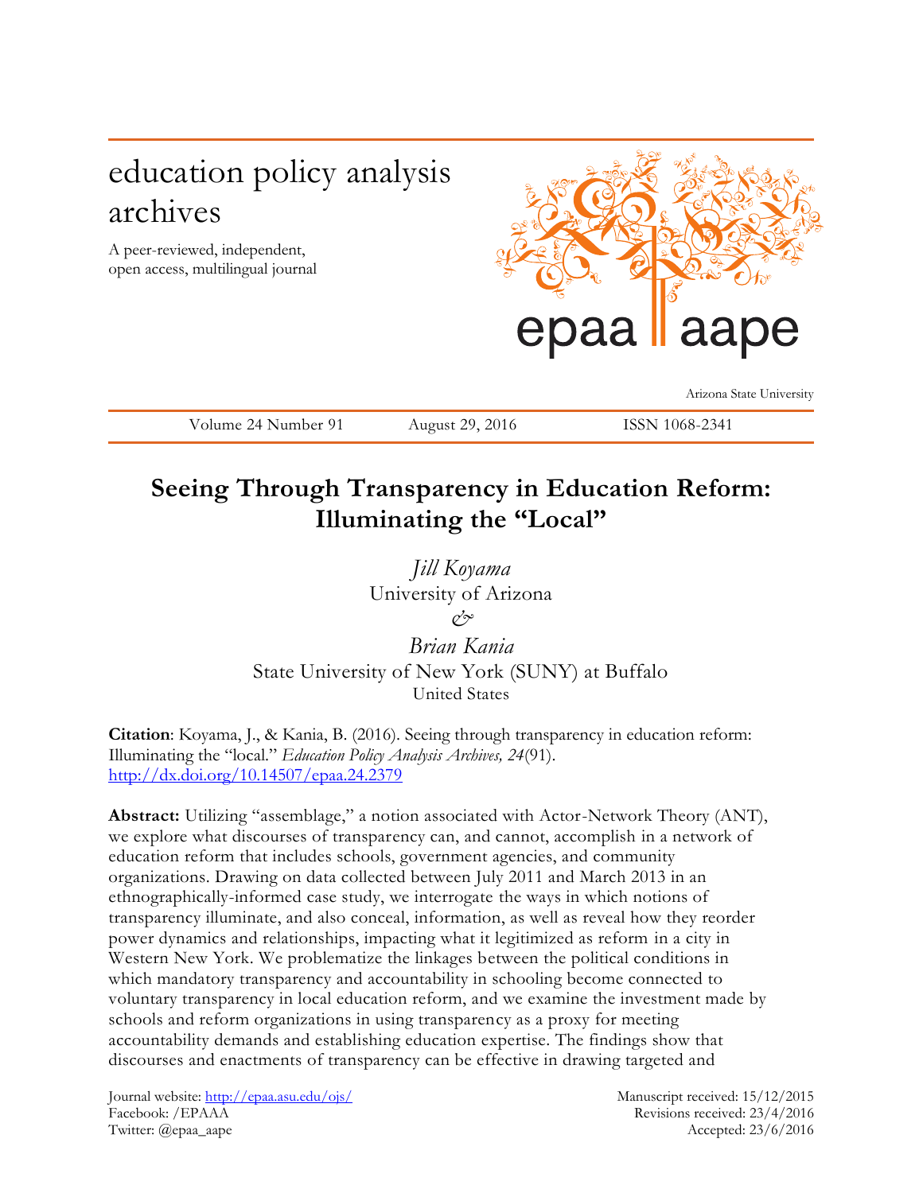# education policy analysis archives

A peer-reviewed, independent, open access, multilingual journal

epaa aape

Arizona State University

Volume 24 Number 91 | August 29, 2016 | ISSN 1068-2341

## Seeing Through Transparency in Education Reform: Illuminating the "Local"

*Jill Koyama*
University of Arizona
*&*
*Brian Kania*
State University of New York (SUNY) at Buffalo
United States

**Citation**: Koyama, J., & Kania, B. (2016). Seeing through transparency in education reform: Illuminating the "local." *Education Policy Analysis Archives, 24*(91). http://dx.doi.org/10.14507/epaa.24.2379

**Abstract:** Utilizing "assemblage," a notion associated with Actor-Network Theory (ANT), we explore what discourses of transparency can, and cannot, accomplish in a network of education reform that includes schools, government agencies, and community organizations. Drawing on data collected between July 2011 and March 2013 in an ethnographically-informed case study, we interrogate the ways in which notions of transparency illuminate, and also conceal, information, as well as reveal how they reorder power dynamics and relationships, impacting what it legitimized as reform in a city in Western New York. We problematize the linkages between the political conditions in which mandatory transparency and accountability in schooling become connected to voluntary transparency in local education reform, and we examine the investment made by schools and reform organizations in using transparency as a proxy for meeting accountability demands and establishing education expertise. The findings show that discourses and enactments of transparency can be effective in drawing targeted and

Journal website: http://epaa.asu.edu/ojs/
Facebook: /EPAAA
Twitter: @epaa_aape

Manuscript received: 15/12/2015
Revisions received: 23/4/2016
Accepted: 23/6/2016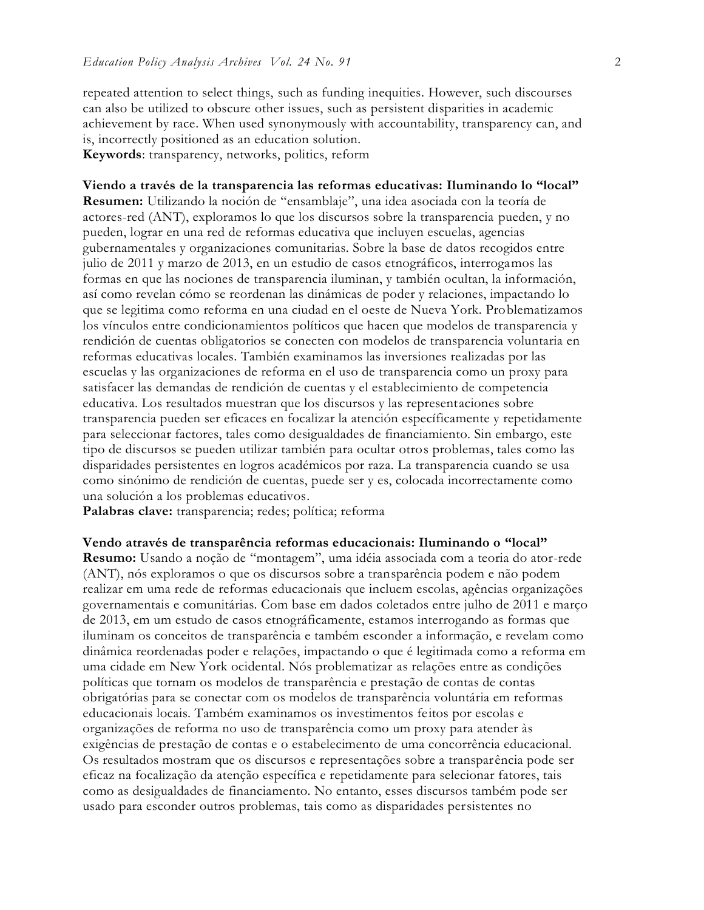repeated attention to select things, such as funding inequities. However, such discourses can also be utilized to obscure other issues, such as persistent disparities in academic achievement by race. When used synonymously with accountability, transparency can, and is, incorrectly positioned as an education solution.
**Keywords**: transparency, networks, politics, reform

**Viendo a través de la transparencia las reformas educativas: Iluminando lo "local"**
**Resumen:** Utilizando la noción de "ensamblaje", una idea asociada con la teoría de actores-red (ANT), exploramos lo que los discursos sobre la transparencia pueden, y no pueden, lograr en una red de reformas educativa que incluyen escuelas, agencias gubernamentales y organizaciones comunitarias. Sobre la base de datos recogidos entre julio de 2011 y marzo de 2013, en un estudio de casos etnográficos, interrogamos las formas en que las nociones de transparencia iluminan, y también ocultan, la información, así como revelan cómo se reordenan las dinámicas de poder y relaciones, impactando lo que se legitima como reforma en una ciudad en el oeste de Nueva York. Problematizamos los vínculos entre condicionamientos políticos que hacen que modelos de transparencia y rendición de cuentas obligatorios se conecten con modelos de transparencia voluntaria en reformas educativas locales. También examinamos las inversiones realizadas por las escuelas y las organizaciones de reforma en el uso de transparencia como un proxy para satisfacer las demandas de rendición de cuentas y el establecimiento de competencia educativa. Los resultados muestran que los discursos y las representaciones sobre transparencia pueden ser eficaces en focalizar la atención específicamente y repetidamente para seleccionar factores, tales como desigualdades de financiamiento. Sin embargo, este tipo de discursos se pueden utilizar también para ocultar otros problemas, tales como las disparidades persistentes en logros académicos por raza. La transparencia cuando se usa como sinónimo de rendición de cuentas, puede ser y es, colocada incorrectamente como una solución a los problemas educativos.
**Palabras clave:** transparencia; redes; política; reforma

**Vendo através de transparência reformas educacionais: Iluminando o "local"**
**Resumo:** Usando a noção de "montagem", uma idéia associada com a teoria do ator-rede (ANT), nós exploramos o que os discursos sobre a transparência podem e não podem realizar em uma rede de reformas educacionais que incluem escolas, agências organizações governamentais e comunitárias. Com base em dados coletados entre julho de 2011 e março de 2013, em um estudo de casos etnográficamente, estamos interrogando as formas que iluminam os conceitos de transparência e também esconder a informação, e revelam como dinâmica reordenadas poder e relações, impactando o que é legitimada como a reforma em uma cidade em New York ocidental. Nós problematizar as relações entre as condições políticas que tornam os modelos de transparência e prestação de contas de contas obrigatórias para se conectar com os modelos de transparência voluntária em reformas educacionais locais. Também examinamos os investimentos feitos por escolas e organizações de reforma no uso de transparência como um proxy para atender às exigências de prestação de contas e o estabelecimento de uma concorrência educacional. Os resultados mostram que os discursos e representações sobre a transparência pode ser eficaz na focalização da atenção específica e repetidamente para selecionar fatores, tais como as desigualdades de financiamento. No entanto, esses discursos também pode ser usado para esconder outros problemas, tais como as disparidades persistentes no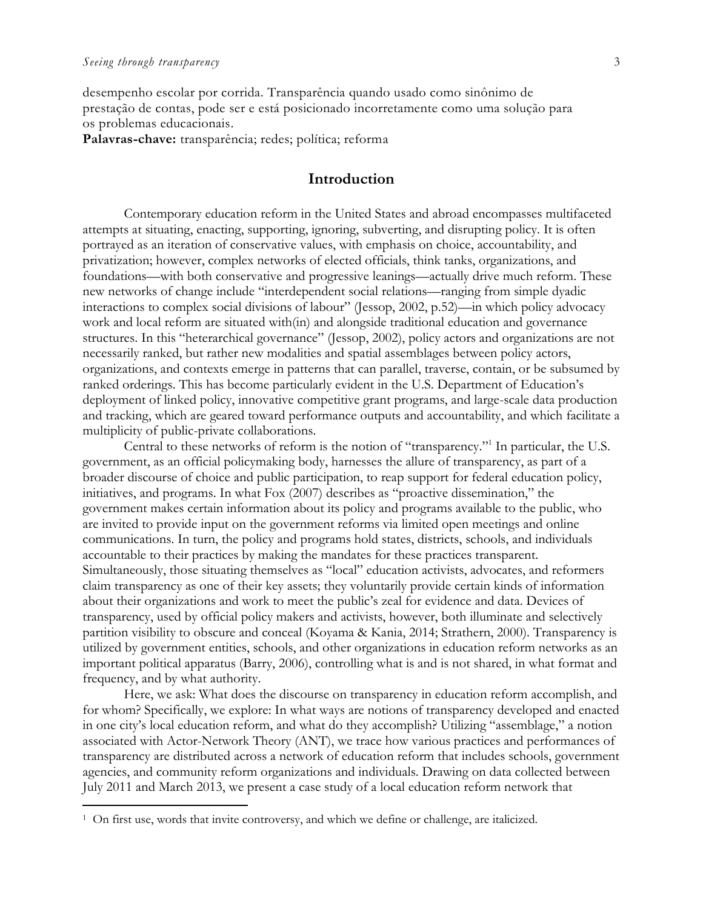desempenho escolar por corrida. Transparência quando usado como sinônimo de prestação de contas, pode ser e está posicionado incorretamente como uma solução para os problemas educacionais.

**Palavras-chave:** transparência; redes; política; reforma

## Introduction

Contemporary education reform in the United States and abroad encompasses multifaceted attempts at situating, enacting, supporting, ignoring, subverting, and disrupting policy. It is often portrayed as an iteration of conservative values, with emphasis on choice, accountability, and privatization; however, complex networks of elected officials, think tanks, organizations, and foundations—with both conservative and progressive leanings—actually drive much reform. These new networks of change include "interdependent social relations—ranging from simple dyadic interactions to complex social divisions of labour" (Jessop, 2002, p.52)—in which policy advocacy work and local reform are situated with(in) and alongside traditional education and governance structures. In this "heterarchical governance" (Jessop, 2002), policy actors and organizations are not necessarily ranked, but rather new modalities and spatial assemblages between policy actors, organizations, and contexts emerge in patterns that can parallel, traverse, contain, or be subsumed by ranked orderings. This has become particularly evident in the U.S. Department of Education's deployment of linked policy, innovative competitive grant programs, and large-scale data production and tracking, which are geared toward performance outputs and accountability, and which facilitate a multiplicity of public-private collaborations.

Central to these networks of reform is the notion of "transparency."[1] In particular, the U.S. government, as an official policymaking body, harnesses the allure of transparency, as part of a broader discourse of choice and public participation, to reap support for federal education policy, initiatives, and programs. In what Fox (2007) describes as "proactive dissemination," the government makes certain information about its policy and programs available to the public, who are invited to provide input on the government reforms via limited open meetings and online communications. In turn, the policy and programs hold states, districts, schools, and individuals accountable to their practices by making the mandates for these practices transparent. Simultaneously, those situating themselves as "local" education activists, advocates, and reformers claim transparency as one of their key assets; they voluntarily provide certain kinds of information about their organizations and work to meet the public's zeal for evidence and data. Devices of transparency, used by official policy makers and activists, however, both illuminate and selectively partition visibility to obscure and conceal (Koyama & Kania, 2014; Strathern, 2000). Transparency is utilized by government entities, schools, and other organizations in education reform networks as an important political apparatus (Barry, 2006), controlling what is and is not shared, in what format and frequency, and by what authority.

Here, we ask: What does the discourse on transparency in education reform accomplish, and for whom? Specifically, we explore: In what ways are notions of transparency developed and enacted in one city's local education reform, and what do they accomplish? Utilizing "assemblage," a notion associated with Actor-Network Theory (ANT), we trace how various practices and performances of transparency are distributed across a network of education reform that includes schools, government agencies, and community reform organizations and individuals. Drawing on data collected between July 2011 and March 2013, we present a case study of a local education reform network that

---

[1] On first use, words that invite controversy, and which we define or challenge, are italicized.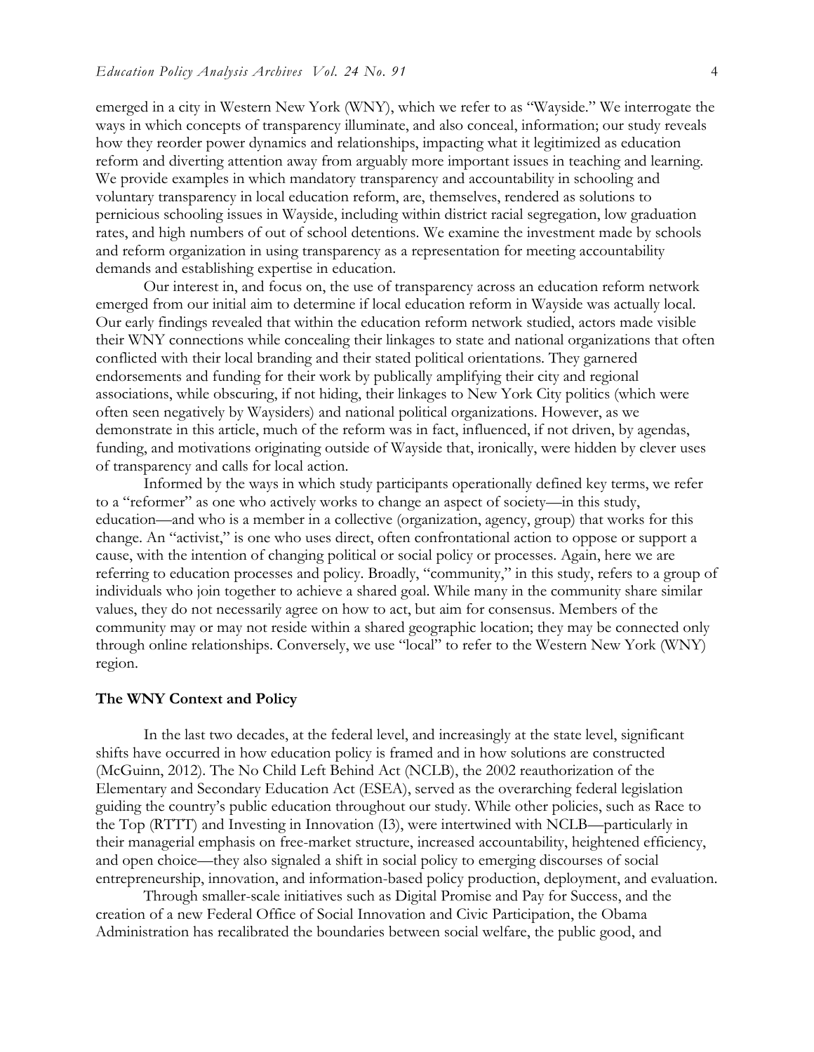emerged in a city in Western New York (WNY), which we refer to as "Wayside." We interrogate the ways in which concepts of transparency illuminate, and also conceal, information; our study reveals how they reorder power dynamics and relationships, impacting what it legitimized as education reform and diverting attention away from arguably more important issues in teaching and learning. We provide examples in which mandatory transparency and accountability in schooling and voluntary transparency in local education reform, are, themselves, rendered as solutions to pernicious schooling issues in Wayside, including within district racial segregation, low graduation rates, and high numbers of out of school detentions. We examine the investment made by schools and reform organization in using transparency as a representation for meeting accountability demands and establishing expertise in education.

Our interest in, and focus on, the use of transparency across an education reform network emerged from our initial aim to determine if local education reform in Wayside was actually local. Our early findings revealed that within the education reform network studied, actors made visible their WNY connections while concealing their linkages to state and national organizations that often conflicted with their local branding and their stated political orientations. They garnered endorsements and funding for their work by publically amplifying their city and regional associations, while obscuring, if not hiding, their linkages to New York City politics (which were often seen negatively by Waysiders) and national political organizations. However, as we demonstrate in this article, much of the reform was in fact, influenced, if not driven, by agendas, funding, and motivations originating outside of Wayside that, ironically, were hidden by clever uses of transparency and calls for local action.

Informed by the ways in which study participants operationally defined key terms, we refer to a "reformer" as one who actively works to change an aspect of society—in this study, education—and who is a member in a collective (organization, agency, group) that works for this change. An "activist," is one who uses direct, often confrontational action to oppose or support a cause, with the intention of changing political or social policy or processes. Again, here we are referring to education processes and policy. Broadly, "community," in this study, refers to a group of individuals who join together to achieve a shared goal. While many in the community share similar values, they do not necessarily agree on how to act, but aim for consensus. Members of the community may or may not reside within a shared geographic location; they may be connected only through online relationships. Conversely, we use "local" to refer to the Western New York (WNY) region.

## The WNY Context and Policy

In the last two decades, at the federal level, and increasingly at the state level, significant shifts have occurred in how education policy is framed and in how solutions are constructed (McGuinn, 2012). The No Child Left Behind Act (NCLB), the 2002 reauthorization of the Elementary and Secondary Education Act (ESEA), served as the overarching federal legislation guiding the country's public education throughout our study. While other policies, such as Race to the Top (RTTT) and Investing in Innovation (I3), were intertwined with NCLB—particularly in their managerial emphasis on free-market structure, increased accountability, heightened efficiency, and open choice—they also signaled a shift in social policy to emerging discourses of social entrepreneurship, innovation, and information-based policy production, deployment, and evaluation.

Through smaller-scale initiatives such as Digital Promise and Pay for Success, and the creation of a new Federal Office of Social Innovation and Civic Participation, the Obama Administration has recalibrated the boundaries between social welfare, the public good, and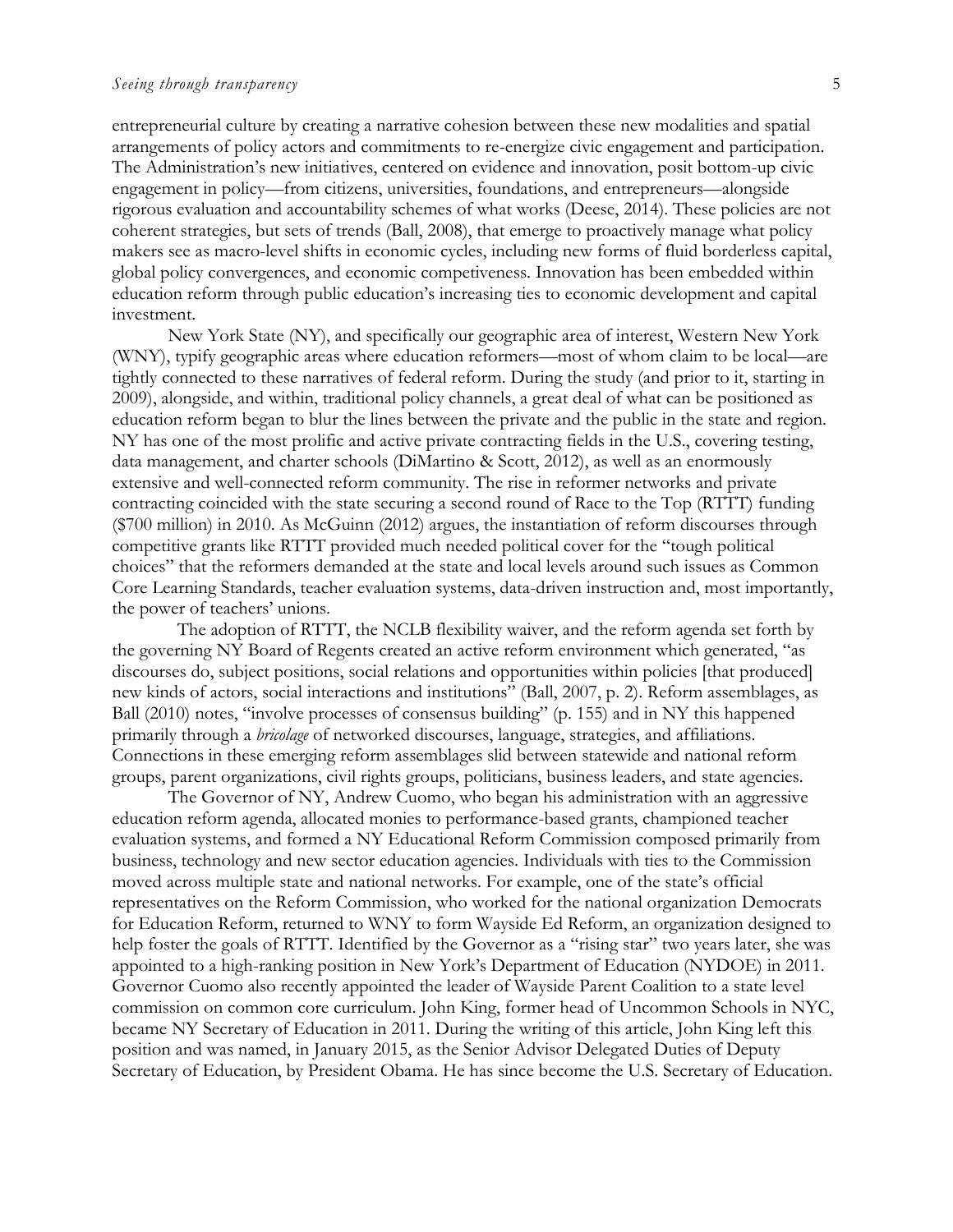entrepreneurial culture by creating a narrative cohesion between these new modalities and spatial arrangements of policy actors and commitments to re-energize civic engagement and participation. The Administration's new initiatives, centered on evidence and innovation, posit bottom-up civic engagement in policy—from citizens, universities, foundations, and entrepreneurs—alongside rigorous evaluation and accountability schemes of what works (Deese, 2014). These policies are not coherent strategies, but sets of trends (Ball, 2008), that emerge to proactively manage what policy makers see as macro-level shifts in economic cycles, including new forms of fluid borderless capital, global policy convergences, and economic competiveness. Innovation has been embedded within education reform through public education's increasing ties to economic development and capital investment.

New York State (NY), and specifically our geographic area of interest, Western New York (WNY), typify geographic areas where education reformers—most of whom claim to be local—are tightly connected to these narratives of federal reform. During the study (and prior to it, starting in 2009), alongside, and within, traditional policy channels, a great deal of what can be positioned as education reform began to blur the lines between the private and the public in the state and region. NY has one of the most prolific and active private contracting fields in the U.S., covering testing, data management, and charter schools (DiMartino & Scott, 2012), as well as an enormously extensive and well-connected reform community. The rise in reformer networks and private contracting coincided with the state securing a second round of Race to the Top (RTTT) funding ($700 million) in 2010. As McGuinn (2012) argues, the instantiation of reform discourses through competitive grants like RTTT provided much needed political cover for the "tough political choices" that the reformers demanded at the state and local levels around such issues as Common Core Learning Standards, teacher evaluation systems, data-driven instruction and, most importantly, the power of teachers' unions.

The adoption of RTTT, the NCLB flexibility waiver, and the reform agenda set forth by the governing NY Board of Regents created an active reform environment which generated, "as discourses do, subject positions, social relations and opportunities within policies [that produced] new kinds of actors, social interactions and institutions" (Ball, 2007, p. 2). Reform assemblages, as Ball (2010) notes, "involve processes of consensus building" (p. 155) and in NY this happened primarily through a *bricolage* of networked discourses, language, strategies, and affiliations. Connections in these emerging reform assemblages slid between statewide and national reform groups, parent organizations, civil rights groups, politicians, business leaders, and state agencies.

The Governor of NY, Andrew Cuomo, who began his administration with an aggressive education reform agenda, allocated monies to performance-based grants, championed teacher evaluation systems, and formed a NY Educational Reform Commission composed primarily from business, technology and new sector education agencies. Individuals with ties to the Commission moved across multiple state and national networks. For example, one of the state's official representatives on the Reform Commission, who worked for the national organization Democrats for Education Reform, returned to WNY to form Wayside Ed Reform, an organization designed to help foster the goals of RTTT. Identified by the Governor as a "rising star" two years later, she was appointed to a high-ranking position in New York's Department of Education (NYDOE) in 2011. Governor Cuomo also recently appointed the leader of Wayside Parent Coalition to a state level commission on common core curriculum. John King, former head of Uncommon Schools in NYC, became NY Secretary of Education in 2011. During the writing of this article, John King left this position and was named, in January 2015, as the Senior Advisor Delegated Duties of Deputy Secretary of Education, by President Obama. He has since become the U.S. Secretary of Education.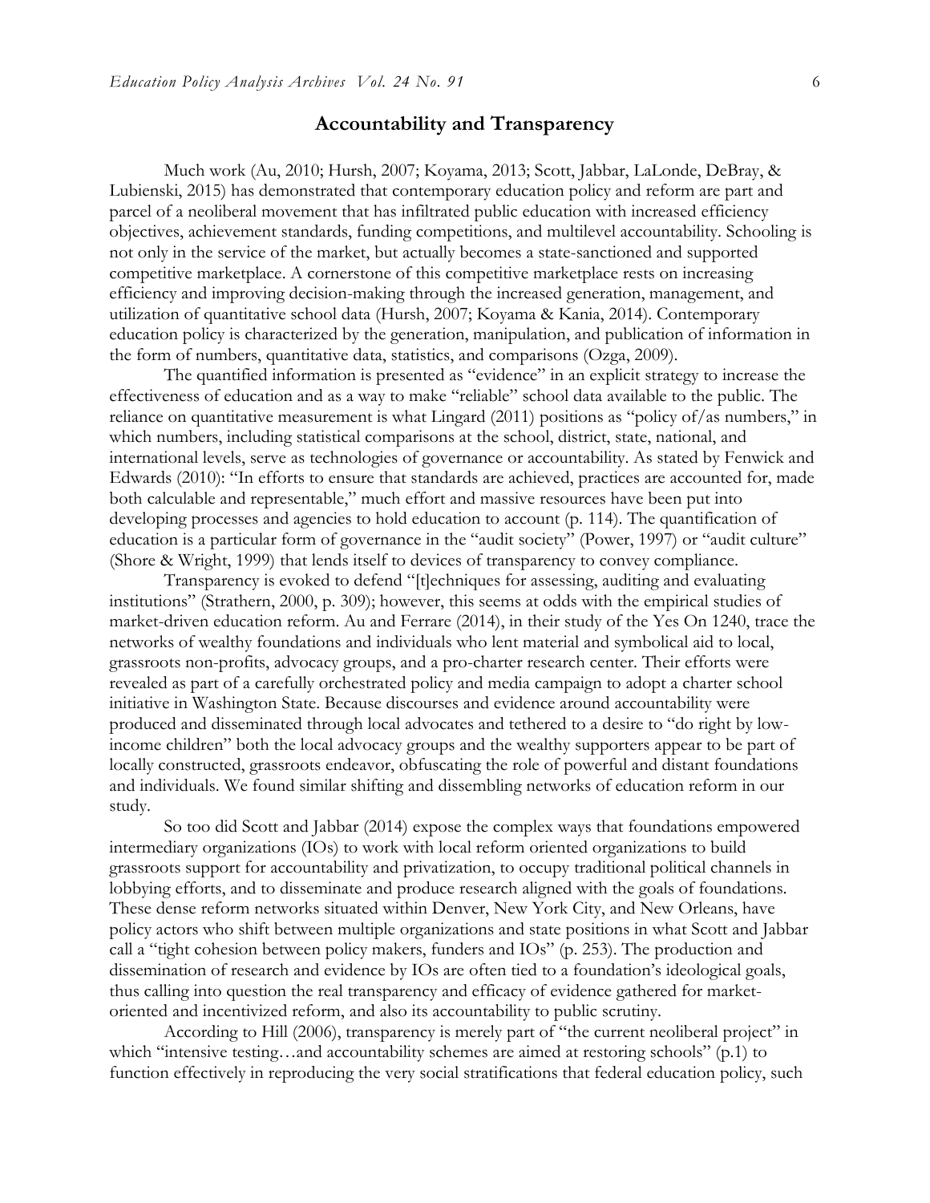## Accountability and Transparency

Much work (Au, 2010; Hursh, 2007; Koyama, 2013; Scott, Jabbar, LaLonde, DeBray, & Lubienski, 2015) has demonstrated that contemporary education policy and reform are part and parcel of a neoliberal movement that has infiltrated public education with increased efficiency objectives, achievement standards, funding competitions, and multilevel accountability. Schooling is not only in the service of the market, but actually becomes a state-sanctioned and supported competitive marketplace. A cornerstone of this competitive marketplace rests on increasing efficiency and improving decision-making through the increased generation, management, and utilization of quantitative school data (Hursh, 2007; Koyama & Kania, 2014). Contemporary education policy is characterized by the generation, manipulation, and publication of information in the form of numbers, quantitative data, statistics, and comparisons (Ozga, 2009).

The quantified information is presented as "evidence" in an explicit strategy to increase the effectiveness of education and as a way to make "reliable" school data available to the public. The reliance on quantitative measurement is what Lingard (2011) positions as "policy of/as numbers," in which numbers, including statistical comparisons at the school, district, state, national, and international levels, serve as technologies of governance or accountability. As stated by Fenwick and Edwards (2010): "In efforts to ensure that standards are achieved, practices are accounted for, made both calculable and representable," much effort and massive resources have been put into developing processes and agencies to hold education to account (p. 114). The quantification of education is a particular form of governance in the "audit society" (Power, 1997) or "audit culture" (Shore & Wright, 1999) that lends itself to devices of transparency to convey compliance.

Transparency is evoked to defend "[t]echniques for assessing, auditing and evaluating institutions" (Strathern, 2000, p. 309); however, this seems at odds with the empirical studies of market-driven education reform. Au and Ferrare (2014), in their study of the Yes On 1240, trace the networks of wealthy foundations and individuals who lent material and symbolical aid to local, grassroots non-profits, advocacy groups, and a pro-charter research center. Their efforts were revealed as part of a carefully orchestrated policy and media campaign to adopt a charter school initiative in Washington State. Because discourses and evidence around accountability were produced and disseminated through local advocates and tethered to a desire to "do right by low-income children" both the local advocacy groups and the wealthy supporters appear to be part of locally constructed, grassroots endeavor, obfuscating the role of powerful and distant foundations and individuals. We found similar shifting and dissembling networks of education reform in our study.

So too did Scott and Jabbar (2014) expose the complex ways that foundations empowered intermediary organizations (IOs) to work with local reform oriented organizations to build grassroots support for accountability and privatization, to occupy traditional political channels in lobbying efforts, and to disseminate and produce research aligned with the goals of foundations. These dense reform networks situated within Denver, New York City, and New Orleans, have policy actors who shift between multiple organizations and state positions in what Scott and Jabbar call a "tight cohesion between policy makers, funders and IOs" (p. 253). The production and dissemination of research and evidence by IOs are often tied to a foundation's ideological goals, thus calling into question the real transparency and efficacy of evidence gathered for market-oriented and incentivized reform, and also its accountability to public scrutiny.

According to Hill (2006), transparency is merely part of "the current neoliberal project" in which "intensive testing…and accountability schemes are aimed at restoring schools" (p.1) to function effectively in reproducing the very social stratifications that federal education policy, such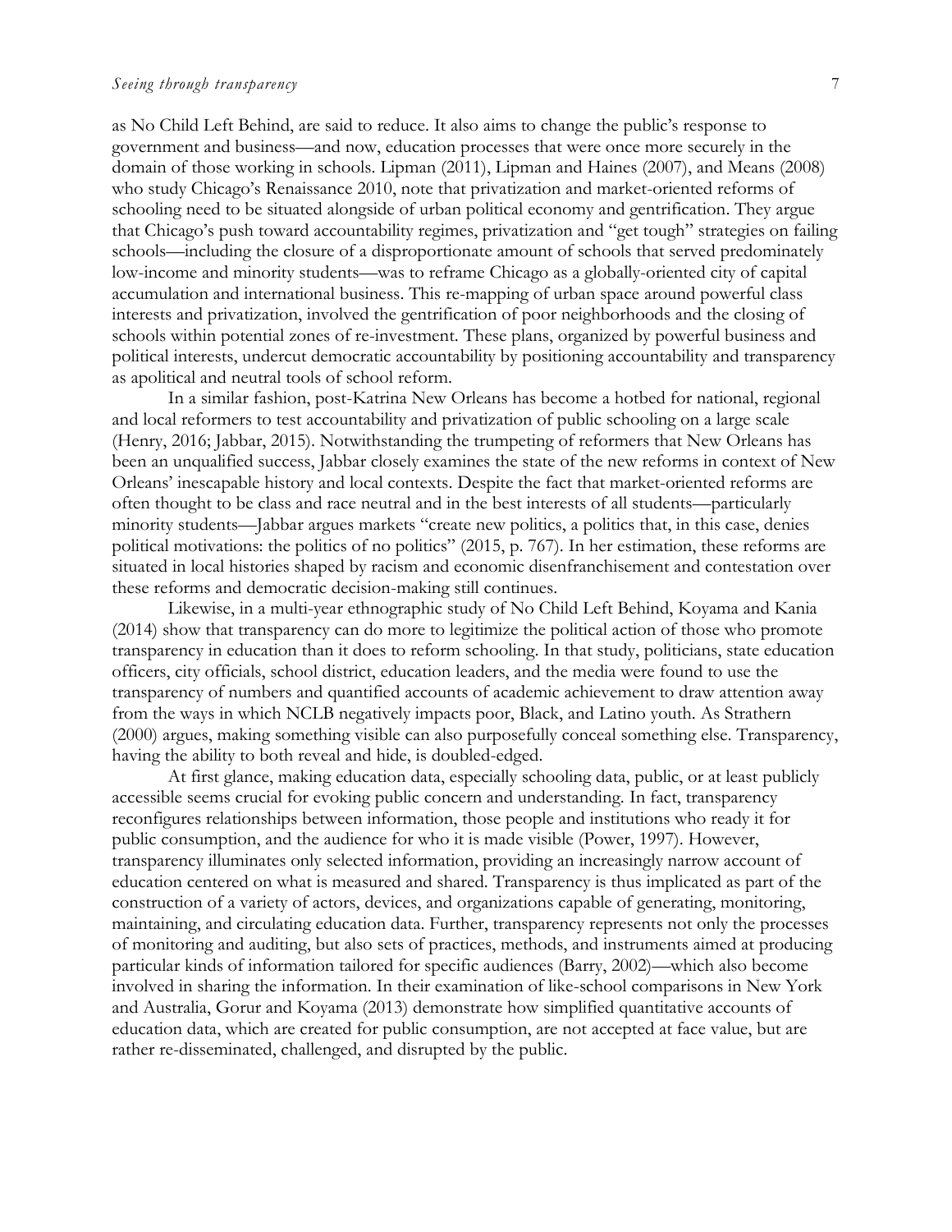as No Child Left Behind, are said to reduce. It also aims to change the public's response to government and business—and now, education processes that were once more securely in the domain of those working in schools. Lipman (2011), Lipman and Haines (2007), and Means (2008) who study Chicago's Renaissance 2010, note that privatization and market-oriented reforms of schooling need to be situated alongside of urban political economy and gentrification. They argue that Chicago's push toward accountability regimes, privatization and "get tough" strategies on failing schools—including the closure of a disproportionate amount of schools that served predominately low-income and minority students—was to reframe Chicago as a globally-oriented city of capital accumulation and international business. This re-mapping of urban space around powerful class interests and privatization, involved the gentrification of poor neighborhoods and the closing of schools within potential zones of re-investment. These plans, organized by powerful business and political interests, undercut democratic accountability by positioning accountability and transparency as apolitical and neutral tools of school reform.

In a similar fashion, post-Katrina New Orleans has become a hotbed for national, regional and local reformers to test accountability and privatization of public schooling on a large scale (Henry, 2016; Jabbar, 2015). Notwithstanding the trumpeting of reformers that New Orleans has been an unqualified success, Jabbar closely examines the state of the new reforms in context of New Orleans' inescapable history and local contexts. Despite the fact that market-oriented reforms are often thought to be class and race neutral and in the best interests of all students—particularly minority students—Jabbar argues markets "create new politics, a politics that, in this case, denies political motivations: the politics of no politics" (2015, p. 767). In her estimation, these reforms are situated in local histories shaped by racism and economic disenfranchisement and contestation over these reforms and democratic decision-making still continues.

Likewise, in a multi-year ethnographic study of No Child Left Behind, Koyama and Kania (2014) show that transparency can do more to legitimize the political action of those who promote transparency in education than it does to reform schooling. In that study, politicians, state education officers, city officials, school district, education leaders, and the media were found to use the transparency of numbers and quantified accounts of academic achievement to draw attention away from the ways in which NCLB negatively impacts poor, Black, and Latino youth. As Strathern (2000) argues, making something visible can also purposefully conceal something else. Transparency, having the ability to both reveal and hide, is doubled-edged.

At first glance, making education data, especially schooling data, public, or at least publicly accessible seems crucial for evoking public concern and understanding. In fact, transparency reconfigures relationships between information, those people and institutions who ready it for public consumption, and the audience for who it is made visible (Power, 1997). However, transparency illuminates only selected information, providing an increasingly narrow account of education centered on what is measured and shared. Transparency is thus implicated as part of the construction of a variety of actors, devices, and organizations capable of generating, monitoring, maintaining, and circulating education data. Further, transparency represents not only the processes of monitoring and auditing, but also sets of practices, methods, and instruments aimed at producing particular kinds of information tailored for specific audiences (Barry, 2002)—which also become involved in sharing the information. In their examination of like-school comparisons in New York and Australia, Gorur and Koyama (2013) demonstrate how simplified quantitative accounts of education data, which are created for public consumption, are not accepted at face value, but are rather re-disseminated, challenged, and disrupted by the public.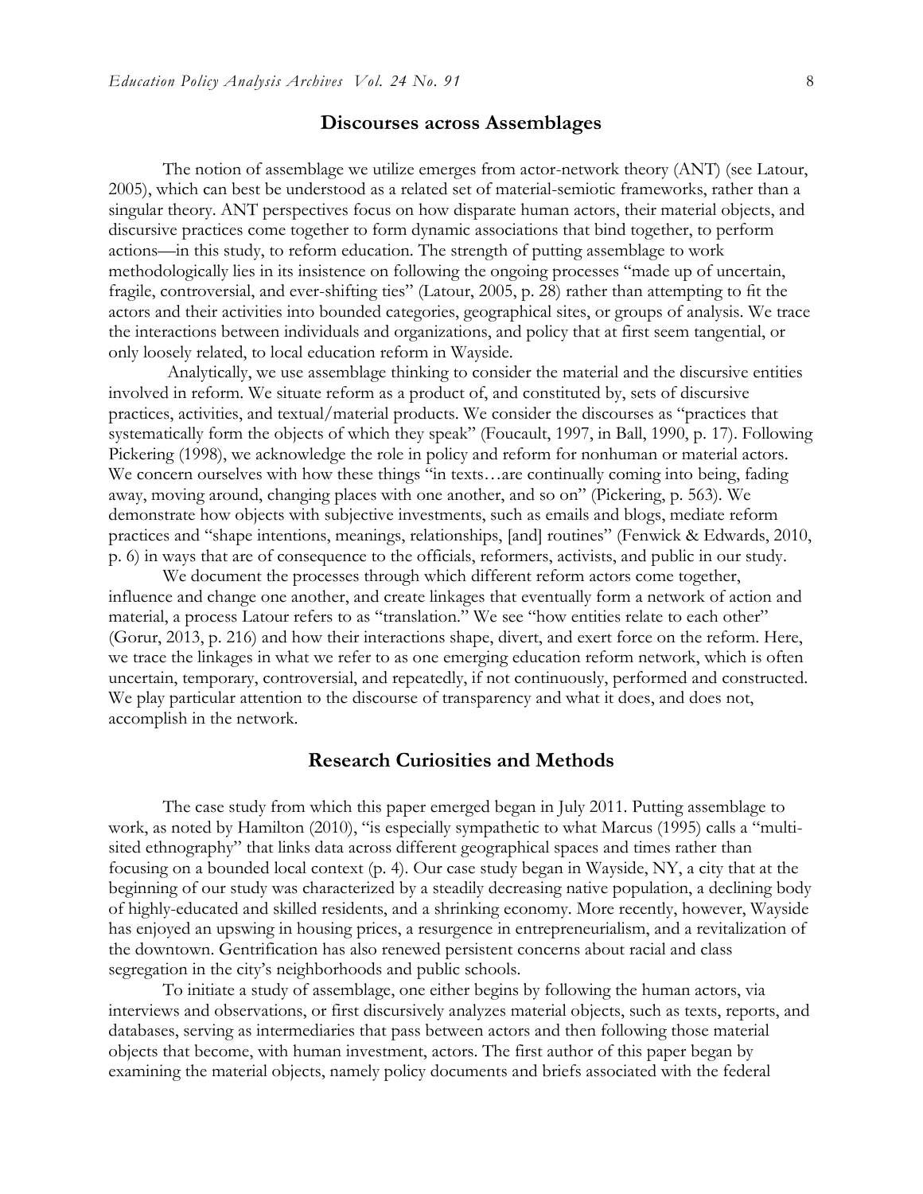## Discourses across Assemblages

The notion of assemblage we utilize emerges from actor-network theory (ANT) (see Latour, 2005), which can best be understood as a related set of material-semiotic frameworks, rather than a singular theory. ANT perspectives focus on how disparate human actors, their material objects, and discursive practices come together to form dynamic associations that bind together, to perform actions—in this study, to reform education. The strength of putting assemblage to work methodologically lies in its insistence on following the ongoing processes "made up of uncertain, fragile, controversial, and ever-shifting ties" (Latour, 2005, p. 28) rather than attempting to fit the actors and their activities into bounded categories, geographical sites, or groups of analysis. We trace the interactions between individuals and organizations, and policy that at first seem tangential, or only loosely related, to local education reform in Wayside.

Analytically, we use assemblage thinking to consider the material and the discursive entities involved in reform. We situate reform as a product of, and constituted by, sets of discursive practices, activities, and textual/material products. We consider the discourses as "practices that systematically form the objects of which they speak" (Foucault, 1997, in Ball, 1990, p. 17). Following Pickering (1998), we acknowledge the role in policy and reform for nonhuman or material actors. We concern ourselves with how these things "in texts…are continually coming into being, fading away, moving around, changing places with one another, and so on" (Pickering, p. 563). We demonstrate how objects with subjective investments, such as emails and blogs, mediate reform practices and "shape intentions, meanings, relationships, [and] routines" (Fenwick & Edwards, 2010, p. 6) in ways that are of consequence to the officials, reformers, activists, and public in our study.

We document the processes through which different reform actors come together, influence and change one another, and create linkages that eventually form a network of action and material, a process Latour refers to as "translation." We see "how entities relate to each other" (Gorur, 2013, p. 216) and how their interactions shape, divert, and exert force on the reform. Here, we trace the linkages in what we refer to as one emerging education reform network, which is often uncertain, temporary, controversial, and repeatedly, if not continuously, performed and constructed. We play particular attention to the discourse of transparency and what it does, and does not, accomplish in the network.

## Research Curiosities and Methods

The case study from which this paper emerged began in July 2011. Putting assemblage to work, as noted by Hamilton (2010), "is especially sympathetic to what Marcus (1995) calls a "multi-sited ethnography" that links data across different geographical spaces and times rather than focusing on a bounded local context (p. 4). Our case study began in Wayside, NY, a city that at the beginning of our study was characterized by a steadily decreasing native population, a declining body of highly-educated and skilled residents, and a shrinking economy. More recently, however, Wayside has enjoyed an upswing in housing prices, a resurgence in entrepreneurialism, and a revitalization of the downtown. Gentrification has also renewed persistent concerns about racial and class segregation in the city's neighborhoods and public schools.

To initiate a study of assemblage, one either begins by following the human actors, via interviews and observations, or first discursively analyzes material objects, such as texts, reports, and databases, serving as intermediaries that pass between actors and then following those material objects that become, with human investment, actors. The first author of this paper began by examining the material objects, namely policy documents and briefs associated with the federal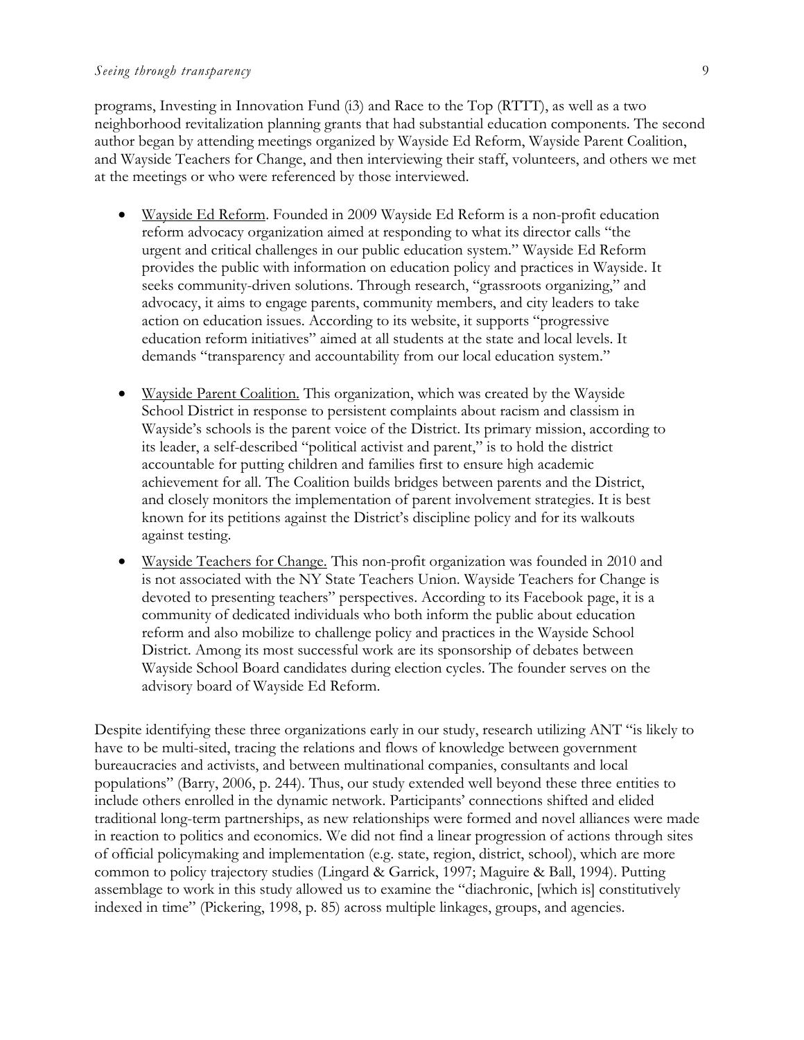programs, Investing in Innovation Fund (i3) and Race to the Top (RTTT), as well as a two neighborhood revitalization planning grants that had substantial education components. The second author began by attending meetings organized by Wayside Ed Reform, Wayside Parent Coalition, and Wayside Teachers for Change, and then interviewing their staff, volunteers, and others we met at the meetings or who were referenced by those interviewed.

- <u>Wayside Ed Reform</u>. Founded in 2009 Wayside Ed Reform is a non-profit education reform advocacy organization aimed at responding to what its director calls "the urgent and critical challenges in our public education system." Wayside Ed Reform provides the public with information on education policy and practices in Wayside. It seeks community-driven solutions. Through research, "grassroots organizing," and advocacy, it aims to engage parents, community members, and city leaders to take action on education issues. According to its website, it supports "progressive education reform initiatives" aimed at all students at the state and local levels. It demands "transparency and accountability from our local education system."

- <u>Wayside Parent Coalition.</u> This organization, which was created by the Wayside School District in response to persistent complaints about racism and classism in Wayside's schools is the parent voice of the District. Its primary mission, according to its leader, a self-described "political activist and parent," is to hold the district accountable for putting children and families first to ensure high academic achievement for all. The Coalition builds bridges between parents and the District, and closely monitors the implementation of parent involvement strategies. It is best known for its petitions against the District's discipline policy and for its walkouts against testing.

- <u>Wayside Teachers for Change.</u> This non-profit organization was founded in 2010 and is not associated with the NY State Teachers Union. Wayside Teachers for Change is devoted to presenting teachers" perspectives. According to its Facebook page, it is a community of dedicated individuals who both inform the public about education reform and also mobilize to challenge policy and practices in the Wayside School District. Among its most successful work are its sponsorship of debates between Wayside School Board candidates during election cycles. The founder serves on the advisory board of Wayside Ed Reform.

Despite identifying these three organizations early in our study, research utilizing ANT "is likely to have to be multi-sited, tracing the relations and flows of knowledge between government bureaucracies and activists, and between multinational companies, consultants and local populations" (Barry, 2006, p. 244). Thus, our study extended well beyond these three entities to include others enrolled in the dynamic network. Participants' connections shifted and elided traditional long-term partnerships, as new relationships were formed and novel alliances were made in reaction to politics and economics. We did not find a linear progression of actions through sites of official policymaking and implementation (e.g. state, region, district, school), which are more common to policy trajectory studies (Lingard & Garrick, 1997; Maguire & Ball, 1994). Putting assemblage to work in this study allowed us to examine the "diachronic, [which is] constitutively indexed in time" (Pickering, 1998, p. 85) across multiple linkages, groups, and agencies.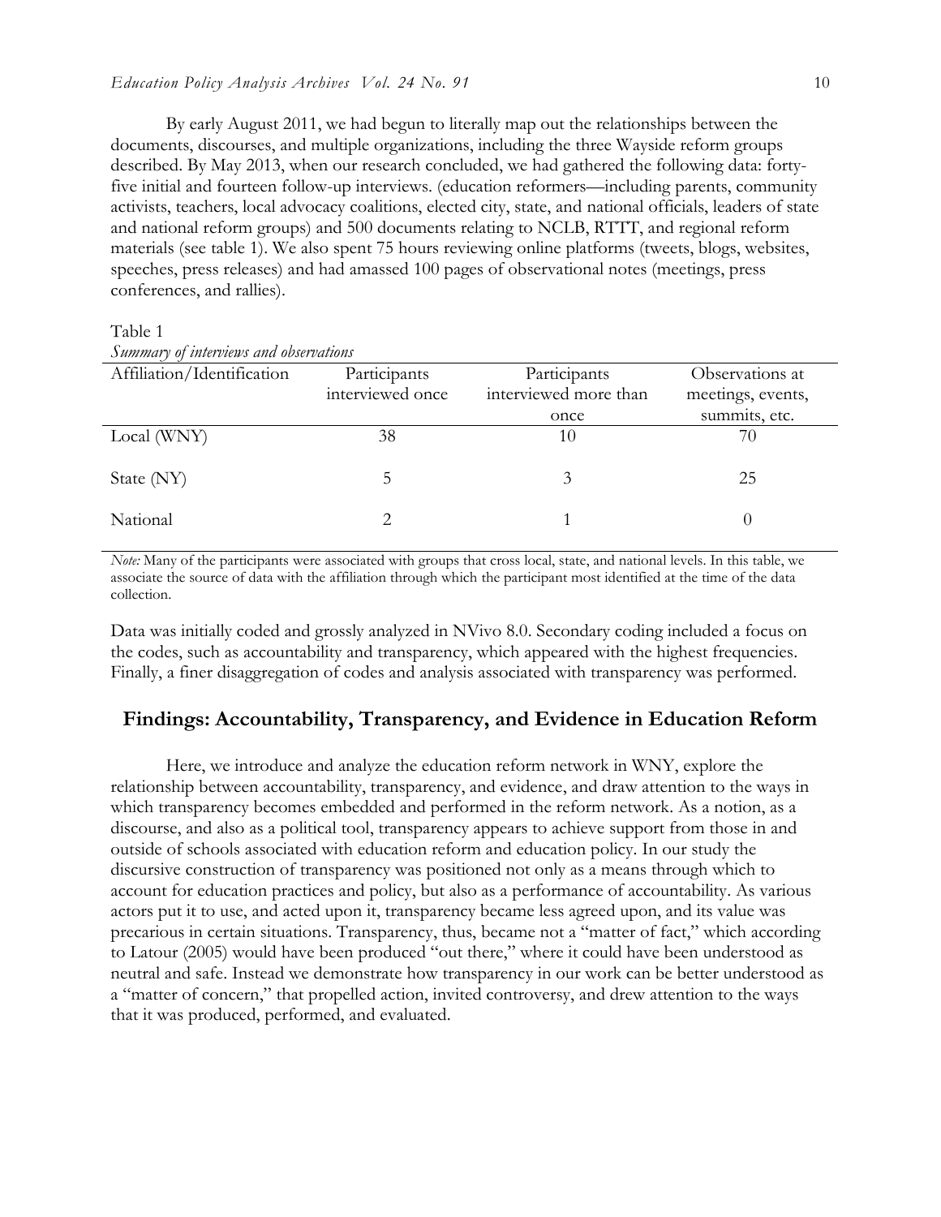By early August 2011, we had begun to literally map out the relationships between the documents, discourses, and multiple organizations, including the three Wayside reform groups described. By May 2013, when our research concluded, we had gathered the following data: forty-five initial and fourteen follow-up interviews. (education reformers—including parents, community activists, teachers, local advocacy coalitions, elected city, state, and national officials, leaders of state and national reform groups) and 500 documents relating to NCLB, RTTT, and regional reform materials (see table 1). We also spent 75 hours reviewing online platforms (tweets, blogs, websites, speeches, press releases) and had amassed 100 pages of observational notes (meetings, press conferences, and rallies).

Table 1
*Summary of interviews and observations*

| Affiliation/Identification | Participants interviewed once | Participants interviewed more than once | Observations at meetings, events, summits, etc. |
|---|---|---|---|
| Local (WNY) | 38 | 10 | 70 |
| State (NY) | 5 | 3 | 25 |
| National | 2 | 1 | 0 |

*Note:* Many of the participants were associated with groups that cross local, state, and national levels. In this table, we associate the source of data with the affiliation through which the participant most identified at the time of the data collection.

Data was initially coded and grossly analyzed in NVivo 8.0. Secondary coding included a focus on the codes, such as accountability and transparency, which appeared with the highest frequencies. Finally, a finer disaggregation of codes and analysis associated with transparency was performed.

## Findings: Accountability, Transparency, and Evidence in Education Reform

Here, we introduce and analyze the education reform network in WNY, explore the relationship between accountability, transparency, and evidence, and draw attention to the ways in which transparency becomes embedded and performed in the reform network. As a notion, as a discourse, and also as a political tool, transparency appears to achieve support from those in and outside of schools associated with education reform and education policy. In our study the discursive construction of transparency was positioned not only as a means through which to account for education practices and policy, but also as a performance of accountability. As various actors put it to use, and acted upon it, transparency became less agreed upon, and its value was precarious in certain situations. Transparency, thus, became not a "matter of fact," which according to Latour (2005) would have been produced "out there," where it could have been understood as neutral and safe. Instead we demonstrate how transparency in our work can be better understood as a "matter of concern," that propelled action, invited controversy, and drew attention to the ways that it was produced, performed, and evaluated.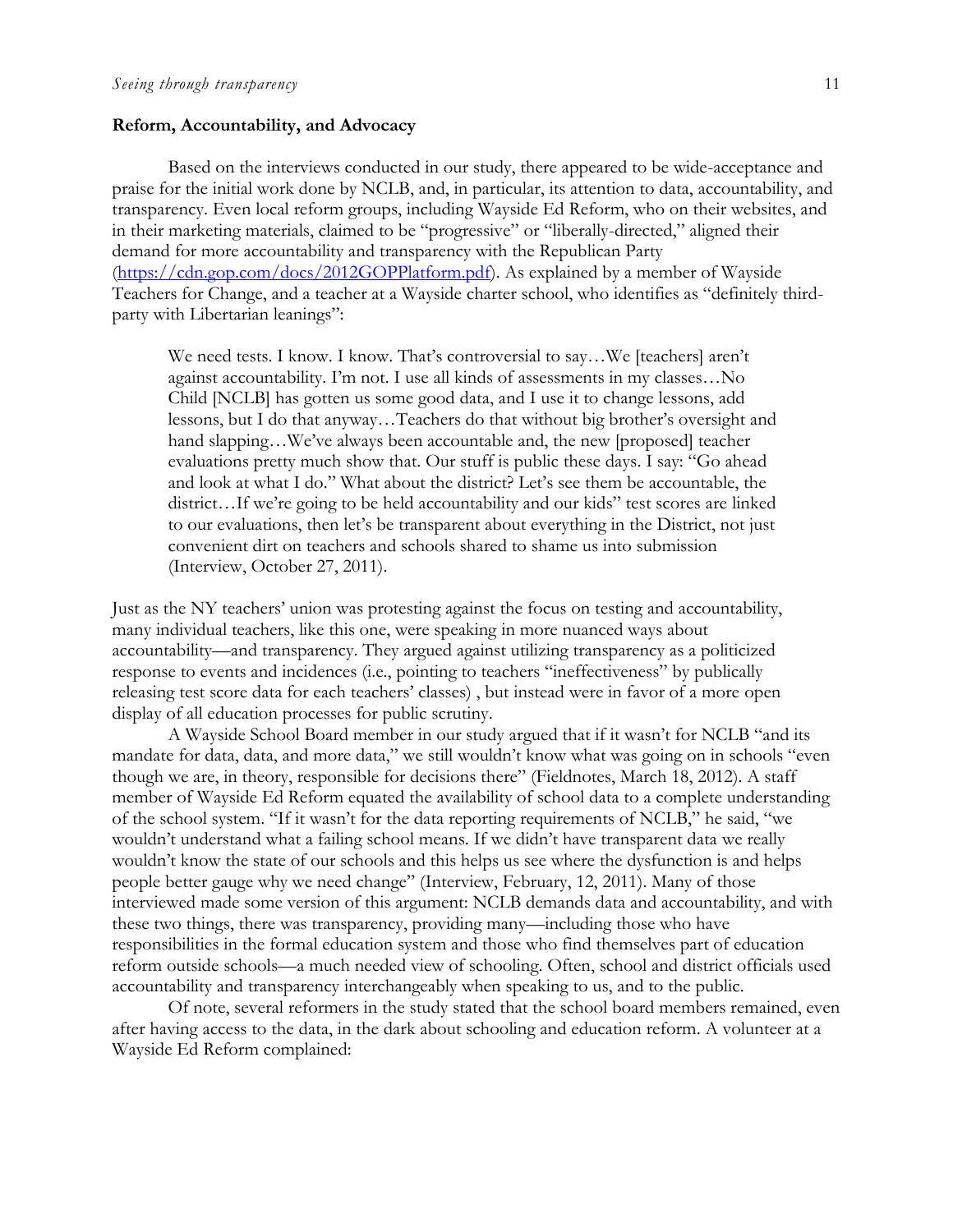**Reform, Accountability, and Advocacy**

Based on the interviews conducted in our study, there appeared to be wide-acceptance and praise for the initial work done by NCLB, and, in particular, its attention to data, accountability, and transparency. Even local reform groups, including Wayside Ed Reform, who on their websites, and in their marketing materials, claimed to be "progressive" or "liberally-directed," aligned their demand for more accountability and transparency with the Republican Party (https://cdn.gop.com/docs/2012GOPPlatform.pdf). As explained by a member of Wayside Teachers for Change, and a teacher at a Wayside charter school, who identifies as "definitely third-party with Libertarian leanings":

> We need tests. I know. I know. That's controversial to say…We [teachers] aren't against accountability. I'm not. I use all kinds of assessments in my classes…No Child [NCLB] has gotten us some good data, and I use it to change lessons, add lessons, but I do that anyway…Teachers do that without big brother's oversight and hand slapping…We've always been accountable and, the new [proposed] teacher evaluations pretty much show that. Our stuff is public these days. I say: "Go ahead and look at what I do." What about the district? Let's see them be accountable, the district…If we're going to be held accountability and our kids" test scores are linked to our evaluations, then let's be transparent about everything in the District, not just convenient dirt on teachers and schools shared to shame us into submission (Interview, October 27, 2011).

Just as the NY teachers' union was protesting against the focus on testing and accountability, many individual teachers, like this one, were speaking in more nuanced ways about accountability—and transparency. They argued against utilizing transparency as a politicized response to events and incidences (i.e., pointing to teachers "ineffectiveness" by publically releasing test score data for each teachers' classes) , but instead were in favor of a more open display of all education processes for public scrutiny.

A Wayside School Board member in our study argued that if it wasn't for NCLB "and its mandate for data, data, and more data," we still wouldn't know what was going on in schools "even though we are, in theory, responsible for decisions there" (Fieldnotes, March 18, 2012). A staff member of Wayside Ed Reform equated the availability of school data to a complete understanding of the school system. "If it wasn't for the data reporting requirements of NCLB," he said, "we wouldn't understand what a failing school means. If we didn't have transparent data we really wouldn't know the state of our schools and this helps us see where the dysfunction is and helps people better gauge why we need change" (Interview, February, 12, 2011). Many of those interviewed made some version of this argument: NCLB demands data and accountability, and with these two things, there was transparency, providing many—including those who have responsibilities in the formal education system and those who find themselves part of education reform outside schools—a much needed view of schooling. Often, school and district officials used accountability and transparency interchangeably when speaking to us, and to the public.

Of note, several reformers in the study stated that the school board members remained, even after having access to the data, in the dark about schooling and education reform. A volunteer at a Wayside Ed Reform complained: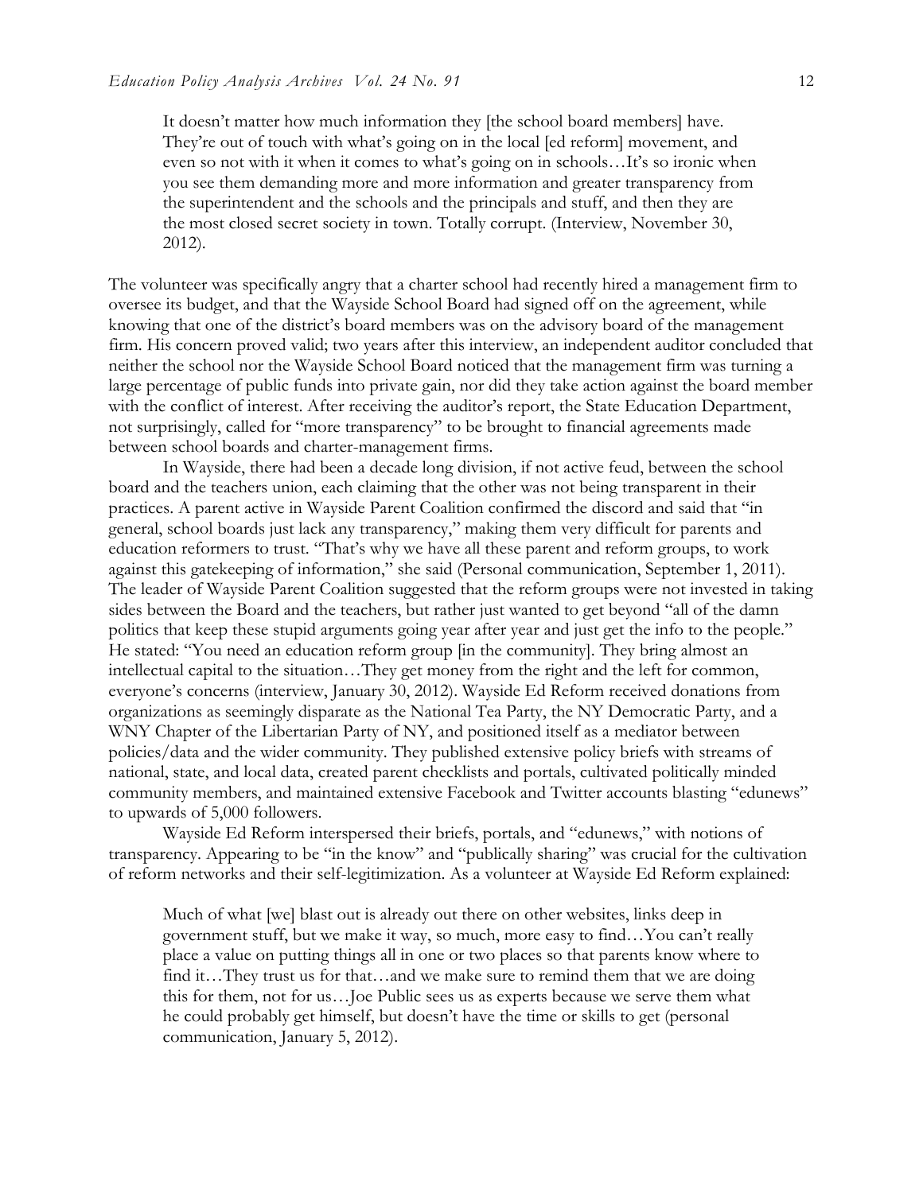> It doesn't matter how much information they [the school board members] have. They're out of touch with what's going on in the local [ed reform] movement, and even so not with it when it comes to what's going on in schools…It's so ironic when you see them demanding more and more information and greater transparency from the superintendent and the schools and the principals and stuff, and then they are the most closed secret society in town. Totally corrupt. (Interview, November 30, 2012).

The volunteer was specifically angry that a charter school had recently hired a management firm to oversee its budget, and that the Wayside School Board had signed off on the agreement, while knowing that one of the district's board members was on the advisory board of the management firm. His concern proved valid; two years after this interview, an independent auditor concluded that neither the school nor the Wayside School Board noticed that the management firm was turning a large percentage of public funds into private gain, nor did they take action against the board member with the conflict of interest. After receiving the auditor's report, the State Education Department, not surprisingly, called for "more transparency" to be brought to financial agreements made between school boards and charter-management firms.

In Wayside, there had been a decade long division, if not active feud, between the school board and the teachers union, each claiming that the other was not being transparent in their practices. A parent active in Wayside Parent Coalition confirmed the discord and said that "in general, school boards just lack any transparency," making them very difficult for parents and education reformers to trust. "That's why we have all these parent and reform groups, to work against this gatekeeping of information," she said (Personal communication, September 1, 2011). The leader of Wayside Parent Coalition suggested that the reform groups were not invested in taking sides between the Board and the teachers, but rather just wanted to get beyond "all of the damn politics that keep these stupid arguments going year after year and just get the info to the people." He stated: "You need an education reform group [in the community]. They bring almost an intellectual capital to the situation…They get money from the right and the left for common, everyone's concerns (interview, January 30, 2012). Wayside Ed Reform received donations from organizations as seemingly disparate as the National Tea Party, the NY Democratic Party, and a WNY Chapter of the Libertarian Party of NY, and positioned itself as a mediator between policies/data and the wider community. They published extensive policy briefs with streams of national, state, and local data, created parent checklists and portals, cultivated politically minded community members, and maintained extensive Facebook and Twitter accounts blasting "edunews" to upwards of 5,000 followers.

Wayside Ed Reform interspersed their briefs, portals, and "edunews," with notions of transparency. Appearing to be "in the know" and "publically sharing" was crucial for the cultivation of reform networks and their self-legitimization. As a volunteer at Wayside Ed Reform explained:

> Much of what [we] blast out is already out there on other websites, links deep in government stuff, but we make it way, so much, more easy to find…You can't really place a value on putting things all in one or two places so that parents know where to find it…They trust us for that…and we make sure to remind them that we are doing this for them, not for us…Joe Public sees us as experts because we serve them what he could probably get himself, but doesn't have the time or skills to get (personal communication, January 5, 2012).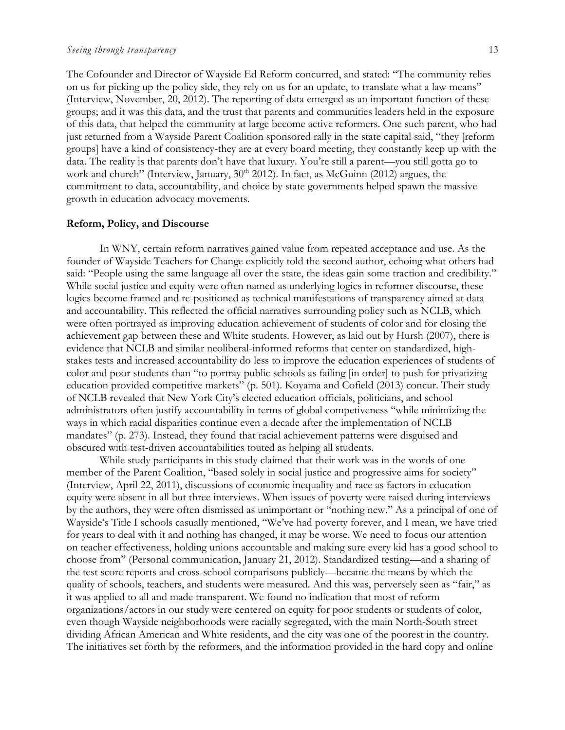The Cofounder and Director of Wayside Ed Reform concurred, and stated: "The community relies on us for picking up the policy side, they rely on us for an update, to translate what a law means" (Interview, November, 20, 2012). The reporting of data emerged as an important function of these groups; and it was this data, and the trust that parents and communities leaders held in the exposure of this data, that helped the community at large become active reformers. One such parent, who had just returned from a Wayside Parent Coalition sponsored rally in the state capital said, "they [reform groups] have a kind of consistency-they are at every board meeting, they constantly keep up with the data. The reality is that parents don't have that luxury. You're still a parent—you still gotta go to work and church" (Interview, January, 30th 2012). In fact, as McGuinn (2012) argues, the commitment to data, accountability, and choice by state governments helped spawn the massive growth in education advocacy movements.

## Reform, Policy, and Discourse

In WNY, certain reform narratives gained value from repeated acceptance and use. As the founder of Wayside Teachers for Change explicitly told the second author, echoing what others had said: "People using the same language all over the state, the ideas gain some traction and credibility." While social justice and equity were often named as underlying logics in reformer discourse, these logics become framed and re-positioned as technical manifestations of transparency aimed at data and accountability. This reflected the official narratives surrounding policy such as NCLB, which were often portrayed as improving education achievement of students of color and for closing the achievement gap between these and White students. However, as laid out by Hursh (2007), there is evidence that NCLB and similar neoliberal-informed reforms that center on standardized, high-stakes tests and increased accountability do less to improve the education experiences of students of color and poor students than "to portray public schools as failing [in order] to push for privatizing education provided competitive markets" (p. 501). Koyama and Cofield (2013) concur. Their study of NCLB revealed that New York City's elected education officials, politicians, and school administrators often justify accountability in terms of global competiveness "while minimizing the ways in which racial disparities continue even a decade after the implementation of NCLB mandates" (p. 273). Instead, they found that racial achievement patterns were disguised and obscured with test-driven accountabilities touted as helping all students.

While study participants in this study claimed that their work was in the words of one member of the Parent Coalition, "based solely in social justice and progressive aims for society" (Interview, April 22, 2011), discussions of economic inequality and race as factors in education equity were absent in all but three interviews. When issues of poverty were raised during interviews by the authors, they were often dismissed as unimportant or "nothing new." As a principal of one of Wayside's Title I schools casually mentioned, "We've had poverty forever, and I mean, we have tried for years to deal with it and nothing has changed, it may be worse. We need to focus our attention on teacher effectiveness, holding unions accountable and making sure every kid has a good school to choose from" (Personal communication, January 21, 2012). Standardized testing—and a sharing of the test score reports and cross-school comparisons publicly—became the means by which the quality of schools, teachers, and students were measured. And this was, perversely seen as "fair," as it was applied to all and made transparent. We found no indication that most of reform organizations/actors in our study were centered on equity for poor students or students of color, even though Wayside neighborhoods were racially segregated, with the main North-South street dividing African American and White residents, and the city was one of the poorest in the country. The initiatives set forth by the reformers, and the information provided in the hard copy and online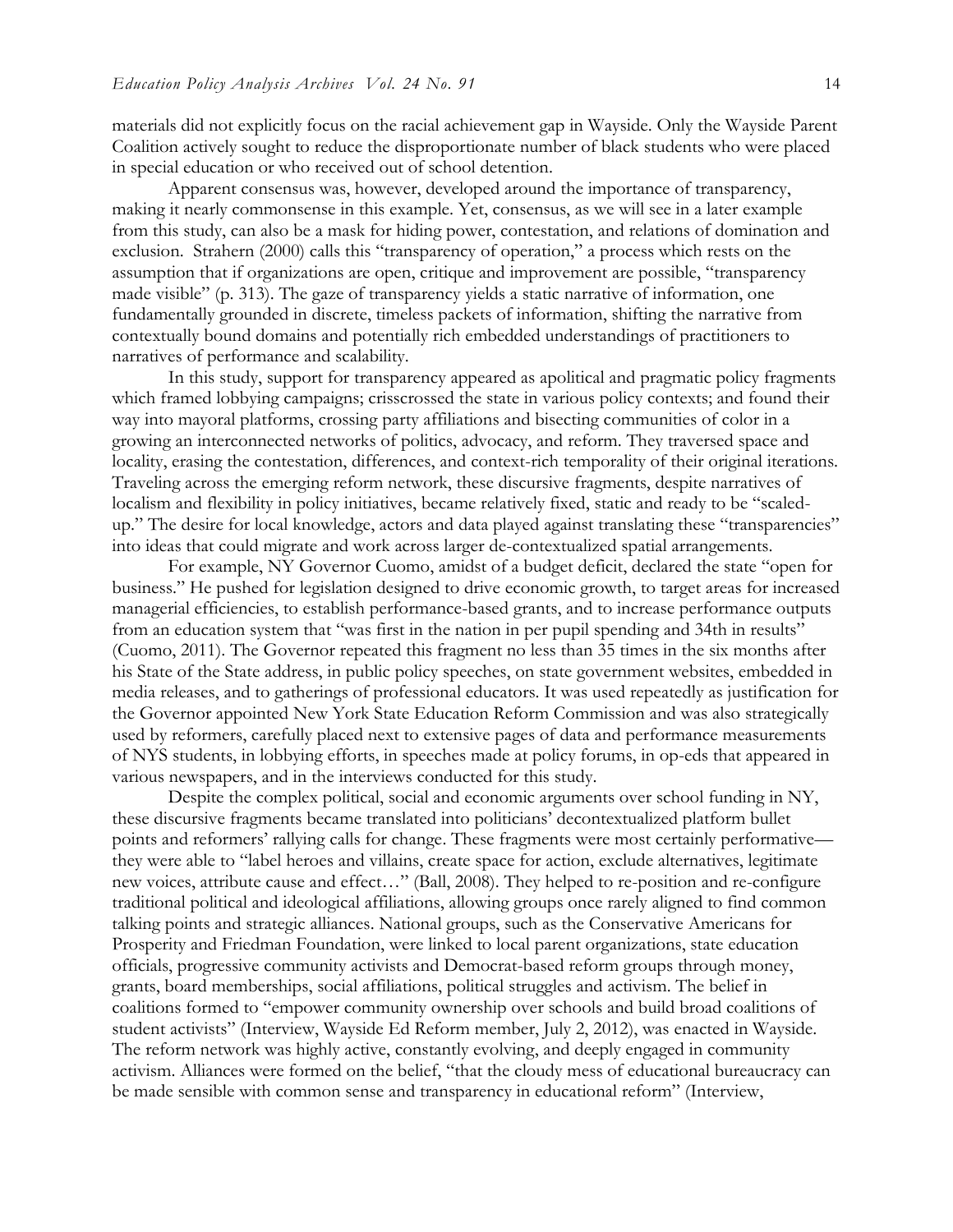materials did not explicitly focus on the racial achievement gap in Wayside. Only the Wayside Parent Coalition actively sought to reduce the disproportionate number of black students who were placed in special education or who received out of school detention.

Apparent consensus was, however, developed around the importance of transparency, making it nearly commonsense in this example. Yet, consensus, as we will see in a later example from this study, can also be a mask for hiding power, contestation, and relations of domination and exclusion. Strahern (2000) calls this "transparency of operation," a process which rests on the assumption that if organizations are open, critique and improvement are possible, "transparency made visible" (p. 313). The gaze of transparency yields a static narrative of information, one fundamentally grounded in discrete, timeless packets of information, shifting the narrative from contextually bound domains and potentially rich embedded understandings of practitioners to narratives of performance and scalability.

In this study, support for transparency appeared as apolitical and pragmatic policy fragments which framed lobbying campaigns; crisscrossed the state in various policy contexts; and found their way into mayoral platforms, crossing party affiliations and bisecting communities of color in a growing an interconnected networks of politics, advocacy, and reform. They traversed space and locality, erasing the contestation, differences, and context-rich temporality of their original iterations. Traveling across the emerging reform network, these discursive fragments, despite narratives of localism and flexibility in policy initiatives, became relatively fixed, static and ready to be "scaled-up." The desire for local knowledge, actors and data played against translating these "transparencies" into ideas that could migrate and work across larger de-contextualized spatial arrangements.

For example, NY Governor Cuomo, amidst of a budget deficit, declared the state "open for business." He pushed for legislation designed to drive economic growth, to target areas for increased managerial efficiencies, to establish performance-based grants, and to increase performance outputs from an education system that "was first in the nation in per pupil spending and 34th in results" (Cuomo, 2011). The Governor repeated this fragment no less than 35 times in the six months after his State of the State address, in public policy speeches, on state government websites, embedded in media releases, and to gatherings of professional educators. It was used repeatedly as justification for the Governor appointed New York State Education Reform Commission and was also strategically used by reformers, carefully placed next to extensive pages of data and performance measurements of NYS students, in lobbying efforts, in speeches made at policy forums, in op-eds that appeared in various newspapers, and in the interviews conducted for this study.

Despite the complex political, social and economic arguments over school funding in NY, these discursive fragments became translated into politicians' decontextualized platform bullet points and reformers' rallying calls for change. These fragments were most certainly performative—they were able to "label heroes and villains, create space for action, exclude alternatives, legitimate new voices, attribute cause and effect…" (Ball, 2008). They helped to re-position and re-configure traditional political and ideological affiliations, allowing groups once rarely aligned to find common talking points and strategic alliances. National groups, such as the Conservative Americans for Prosperity and Friedman Foundation, were linked to local parent organizations, state education officials, progressive community activists and Democrat-based reform groups through money, grants, board memberships, social affiliations, political struggles and activism. The belief in coalitions formed to "empower community ownership over schools and build broad coalitions of student activists" (Interview, Wayside Ed Reform member, July 2, 2012), was enacted in Wayside. The reform network was highly active, constantly evolving, and deeply engaged in community activism. Alliances were formed on the belief, "that the cloudy mess of educational bureaucracy can be made sensible with common sense and transparency in educational reform" (Interview,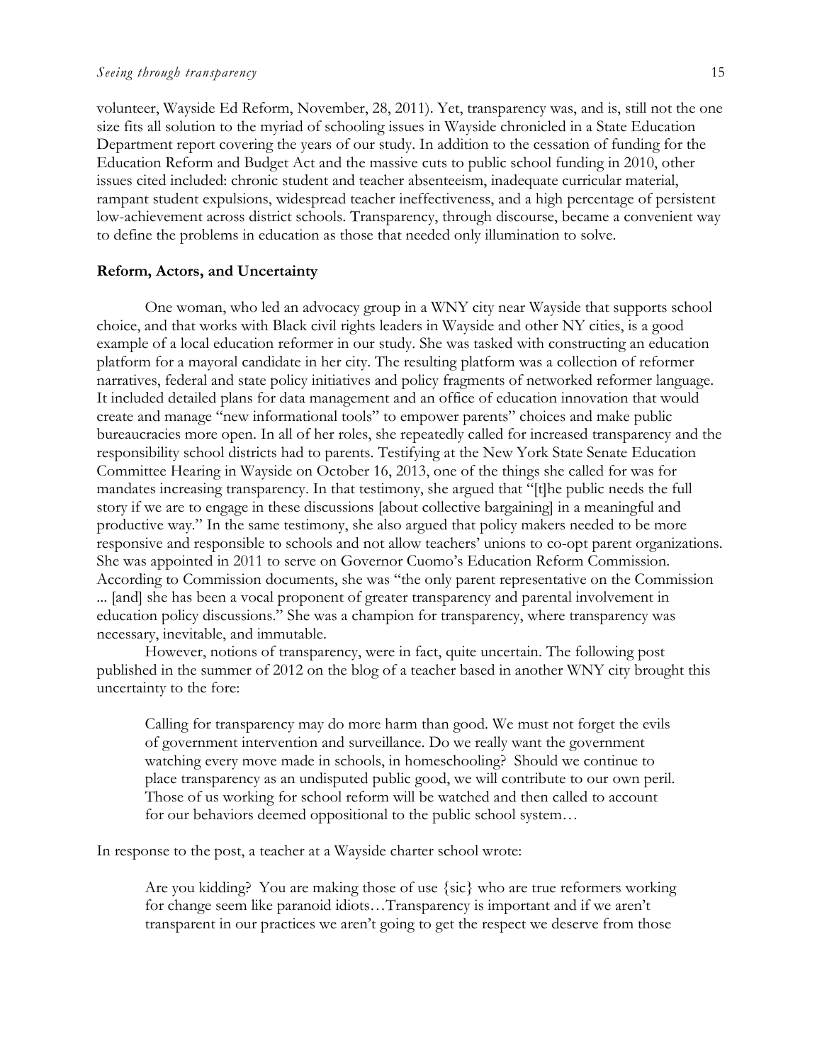volunteer, Wayside Ed Reform, November, 28, 2011). Yet, transparency was, and is, still not the one size fits all solution to the myriad of schooling issues in Wayside chronicled in a State Education Department report covering the years of our study. In addition to the cessation of funding for the Education Reform and Budget Act and the massive cuts to public school funding in 2010, other issues cited included: chronic student and teacher absenteeism, inadequate curricular material, rampant student expulsions, widespread teacher ineffectiveness, and a high percentage of persistent low-achievement across district schools. Transparency, through discourse, became a convenient way to define the problems in education as those that needed only illumination to solve.

## Reform, Actors, and Uncertainty

One woman, who led an advocacy group in a WNY city near Wayside that supports school choice, and that works with Black civil rights leaders in Wayside and other NY cities, is a good example of a local education reformer in our study. She was tasked with constructing an education platform for a mayoral candidate in her city. The resulting platform was a collection of reformer narratives, federal and state policy initiatives and policy fragments of networked reformer language. It included detailed plans for data management and an office of education innovation that would create and manage "new informational tools" to empower parents" choices and make public bureaucracies more open. In all of her roles, she repeatedly called for increased transparency and the responsibility school districts had to parents. Testifying at the New York State Senate Education Committee Hearing in Wayside on October 16, 2013, one of the things she called for was for mandates increasing transparency. In that testimony, she argued that "[t]he public needs the full story if we are to engage in these discussions [about collective bargaining] in a meaningful and productive way." In the same testimony, she also argued that policy makers needed to be more responsive and responsible to schools and not allow teachers' unions to co-opt parent organizations. She was appointed in 2011 to serve on Governor Cuomo's Education Reform Commission. According to Commission documents, she was "the only parent representative on the Commission ... [and] she has been a vocal proponent of greater transparency and parental involvement in education policy discussions." She was a champion for transparency, where transparency was necessary, inevitable, and immutable.

However, notions of transparency, were in fact, quite uncertain. The following post published in the summer of 2012 on the blog of a teacher based in another WNY city brought this uncertainty to the fore:

> Calling for transparency may do more harm than good. We must not forget the evils of government intervention and surveillance. Do we really want the government watching every move made in schools, in homeschooling? Should we continue to place transparency as an undisputed public good, we will contribute to our own peril. Those of us working for school reform will be watched and then called to account for our behaviors deemed oppositional to the public school system…

In response to the post, a teacher at a Wayside charter school wrote:

> Are you kidding? You are making those of use {sic} who are true reformers working for change seem like paranoid idiots…Transparency is important and if we aren't transparent in our practices we aren't going to get the respect we deserve from those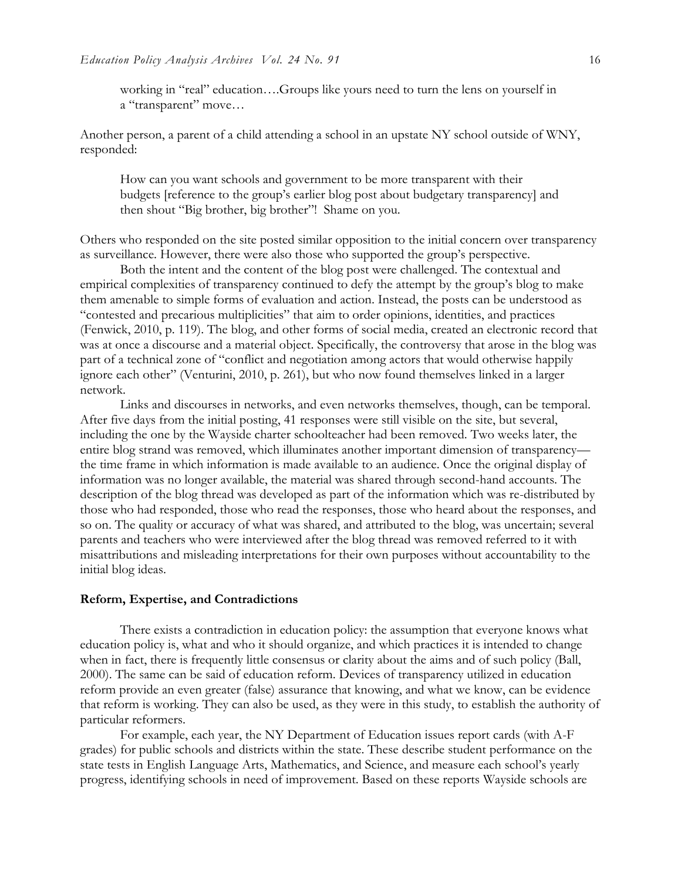> working in "real" education….Groups like yours need to turn the lens on yourself in a "transparent" move…

Another person, a parent of a child attending a school in an upstate NY school outside of WNY, responded:

> How can you want schools and government to be more transparent with their budgets [reference to the group's earlier blog post about budgetary transparency] and then shout "Big brother, big brother"! Shame on you.

Others who responded on the site posted similar opposition to the initial concern over transparency as surveillance. However, there were also those who supported the group's perspective.

Both the intent and the content of the blog post were challenged. The contextual and empirical complexities of transparency continued to defy the attempt by the group's blog to make them amenable to simple forms of evaluation and action. Instead, the posts can be understood as "contested and precarious multiplicities" that aim to order opinions, identities, and practices (Fenwick, 2010, p. 119). The blog, and other forms of social media, created an electronic record that was at once a discourse and a material object. Specifically, the controversy that arose in the blog was part of a technical zone of "conflict and negotiation among actors that would otherwise happily ignore each other" (Venturini, 2010, p. 261), but who now found themselves linked in a larger network.

Links and discourses in networks, and even networks themselves, though, can be temporal. After five days from the initial posting, 41 responses were still visible on the site, but several, including the one by the Wayside charter schoolteacher had been removed. Two weeks later, the entire blog strand was removed, which illuminates another important dimension of transparency—the time frame in which information is made available to an audience. Once the original display of information was no longer available, the material was shared through second-hand accounts. The description of the blog thread was developed as part of the information which was re-distributed by those who had responded, those who read the responses, those who heard about the responses, and so on. The quality or accuracy of what was shared, and attributed to the blog, was uncertain; several parents and teachers who were interviewed after the blog thread was removed referred to it with misattributions and misleading interpretations for their own purposes without accountability to the initial blog ideas.

## Reform, Expertise, and Contradictions

There exists a contradiction in education policy: the assumption that everyone knows what education policy is, what and who it should organize, and which practices it is intended to change when in fact, there is frequently little consensus or clarity about the aims and of such policy (Ball, 2000). The same can be said of education reform. Devices of transparency utilized in education reform provide an even greater (false) assurance that knowing, and what we know, can be evidence that reform is working. They can also be used, as they were in this study, to establish the authority of particular reformers.

For example, each year, the NY Department of Education issues report cards (with A-F grades) for public schools and districts within the state. These describe student performance on the state tests in English Language Arts, Mathematics, and Science, and measure each school's yearly progress, identifying schools in need of improvement. Based on these reports Wayside schools are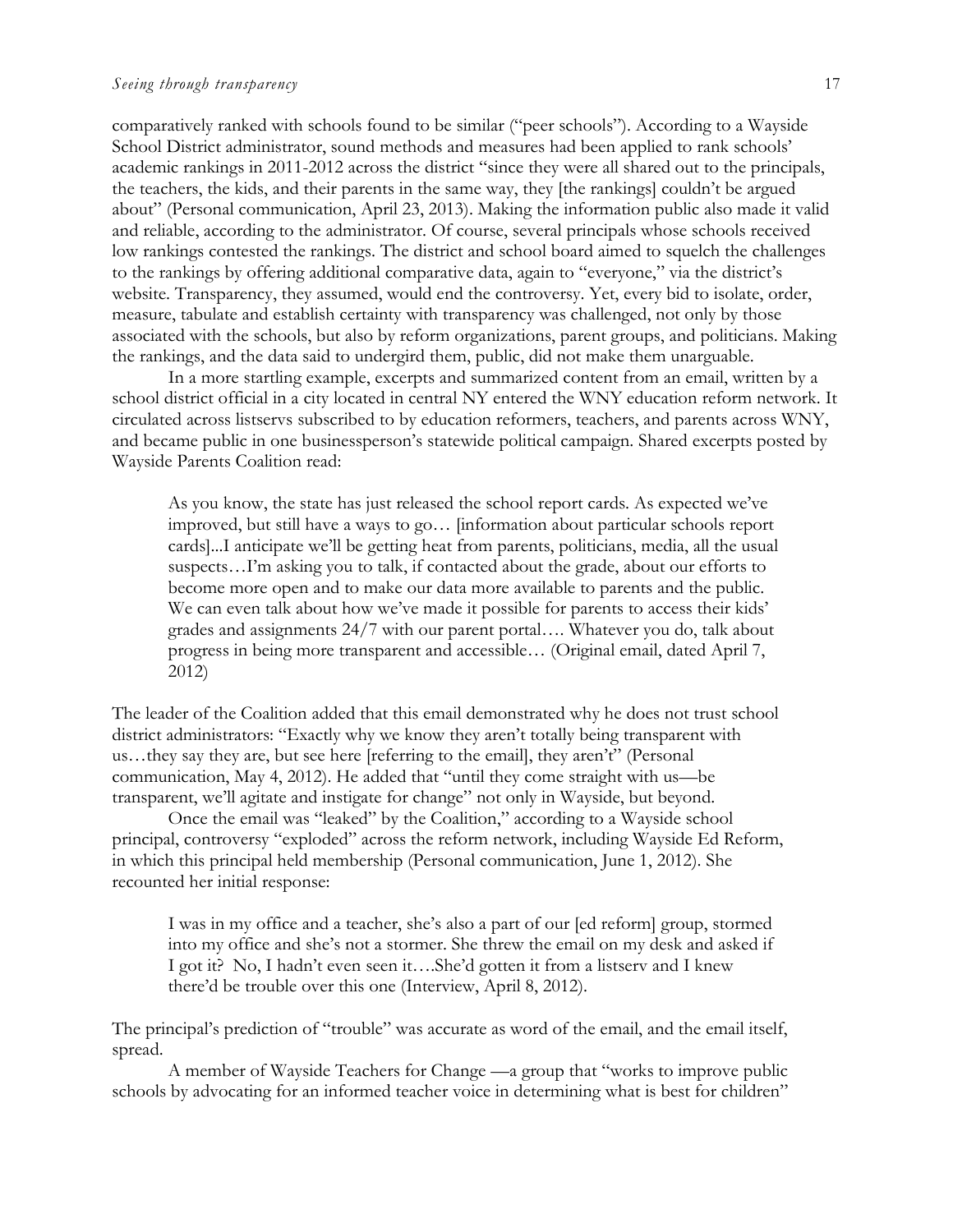comparatively ranked with schools found to be similar ("peer schools"). According to a Wayside School District administrator, sound methods and measures had been applied to rank schools' academic rankings in 2011-2012 across the district "since they were all shared out to the principals, the teachers, the kids, and their parents in the same way, they [the rankings] couldn't be argued about" (Personal communication, April 23, 2013). Making the information public also made it valid and reliable, according to the administrator. Of course, several principals whose schools received low rankings contested the rankings. The district and school board aimed to squelch the challenges to the rankings by offering additional comparative data, again to "everyone," via the district's website. Transparency, they assumed, would end the controversy. Yet, every bid to isolate, order, measure, tabulate and establish certainty with transparency was challenged, not only by those associated with the schools, but also by reform organizations, parent groups, and politicians. Making the rankings, and the data said to undergird them, public, did not make them unarguable.

In a more startling example, excerpts and summarized content from an email, written by a school district official in a city located in central NY entered the WNY education reform network. It circulated across listservs subscribed to by education reformers, teachers, and parents across WNY, and became public in one businessperson's statewide political campaign. Shared excerpts posted by Wayside Parents Coalition read:

> As you know, the state has just released the school report cards. As expected we've improved, but still have a ways to go… [information about particular schools report cards]...I anticipate we'll be getting heat from parents, politicians, media, all the usual suspects…I'm asking you to talk, if contacted about the grade, about our efforts to become more open and to make our data more available to parents and the public. We can even talk about how we've made it possible for parents to access their kids' grades and assignments 24/7 with our parent portal…. Whatever you do, talk about progress in being more transparent and accessible… (Original email, dated April 7, 2012)

The leader of the Coalition added that this email demonstrated why he does not trust school district administrators: "Exactly why we know they aren't totally being transparent with us…they say they are, but see here [referring to the email], they aren't" (Personal communication, May 4, 2012). He added that "until they come straight with us—be transparent, we'll agitate and instigate for change" not only in Wayside, but beyond.

Once the email was "leaked" by the Coalition," according to a Wayside school principal, controversy "exploded" across the reform network, including Wayside Ed Reform, in which this principal held membership (Personal communication, June 1, 2012). She recounted her initial response:

> I was in my office and a teacher, she's also a part of our [ed reform] group, stormed into my office and she's not a stormer. She threw the email on my desk and asked if I got it? No, I hadn't even seen it….She'd gotten it from a listserv and I knew there'd be trouble over this one (Interview, April 8, 2012).

The principal's prediction of "trouble" was accurate as word of the email, and the email itself, spread.

A member of Wayside Teachers for Change —a group that "works to improve public schools by advocating for an informed teacher voice in determining what is best for children"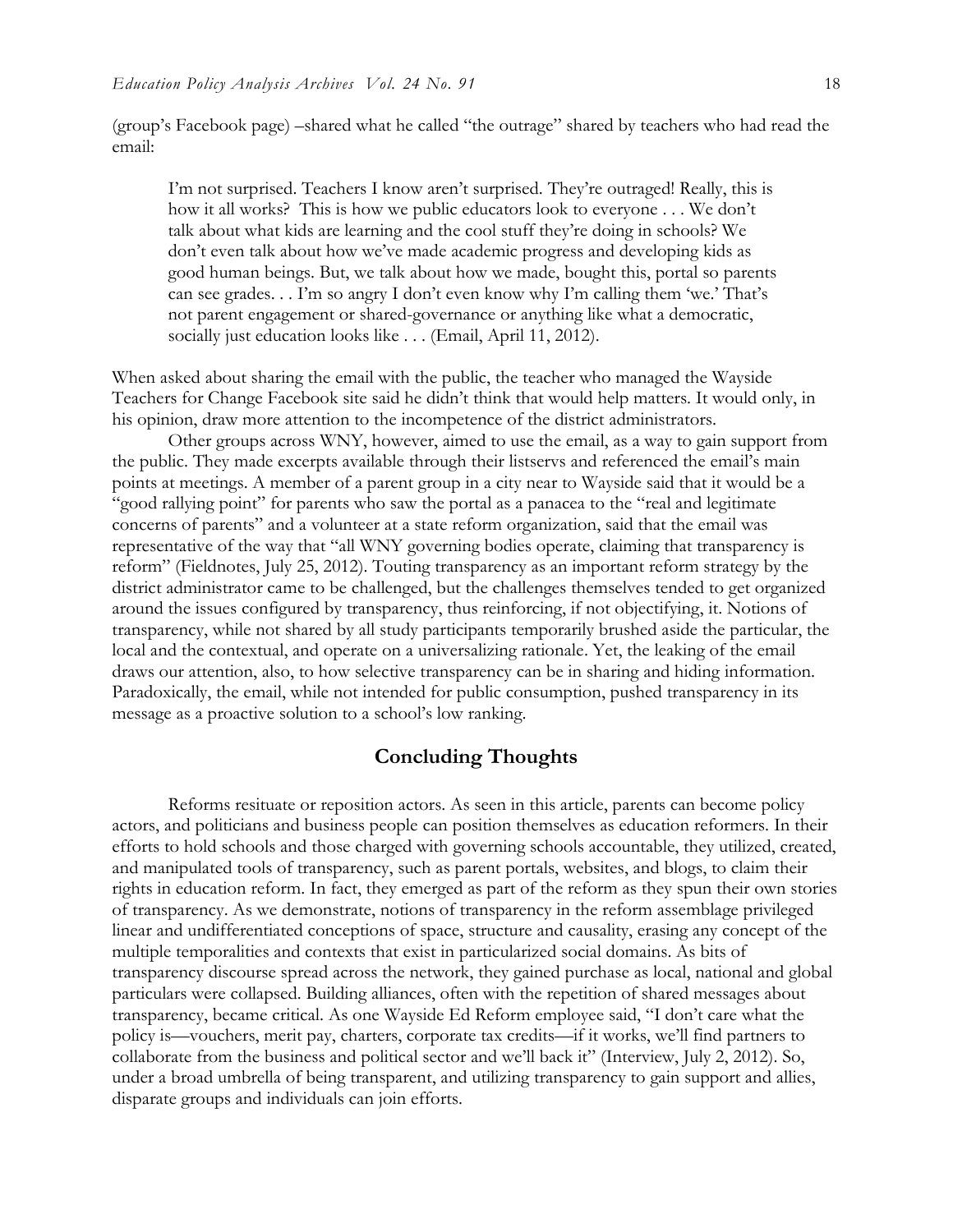(group's Facebook page) –shared what he called "the outrage" shared by teachers who had read the email:

> I'm not surprised. Teachers I know aren't surprised. They're outraged! Really, this is how it all works? This is how we public educators look to everyone . . . We don't talk about what kids are learning and the cool stuff they're doing in schools? We don't even talk about how we've made academic progress and developing kids as good human beings. But, we talk about how we made, bought this, portal so parents can see grades. . . I'm so angry I don't even know why I'm calling them 'we.' That's not parent engagement or shared-governance or anything like what a democratic, socially just education looks like . . . (Email, April 11, 2012).

When asked about sharing the email with the public, the teacher who managed the Wayside Teachers for Change Facebook site said he didn't think that would help matters. It would only, in his opinion, draw more attention to the incompetence of the district administrators.

Other groups across WNY, however, aimed to use the email, as a way to gain support from the public. They made excerpts available through their listservs and referenced the email's main points at meetings. A member of a parent group in a city near to Wayside said that it would be a "good rallying point" for parents who saw the portal as a panacea to the "real and legitimate concerns of parents" and a volunteer at a state reform organization, said that the email was representative of the way that "all WNY governing bodies operate, claiming that transparency is reform" (Fieldnotes, July 25, 2012). Touting transparency as an important reform strategy by the district administrator came to be challenged, but the challenges themselves tended to get organized around the issues configured by transparency, thus reinforcing, if not objectifying, it. Notions of transparency, while not shared by all study participants temporarily brushed aside the particular, the local and the contextual, and operate on a universalizing rationale. Yet, the leaking of the email draws our attention, also, to how selective transparency can be in sharing and hiding information. Paradoxically, the email, while not intended for public consumption, pushed transparency in its message as a proactive solution to a school's low ranking.

## Concluding Thoughts

Reforms resituate or reposition actors. As seen in this article, parents can become policy actors, and politicians and business people can position themselves as education reformers. In their efforts to hold schools and those charged with governing schools accountable, they utilized, created, and manipulated tools of transparency, such as parent portals, websites, and blogs, to claim their rights in education reform. In fact, they emerged as part of the reform as they spun their own stories of transparency. As we demonstrate, notions of transparency in the reform assemblage privileged linear and undifferentiated conceptions of space, structure and causality, erasing any concept of the multiple temporalities and contexts that exist in particularized social domains. As bits of transparency discourse spread across the network, they gained purchase as local, national and global particulars were collapsed. Building alliances, often with the repetition of shared messages about transparency, became critical. As one Wayside Ed Reform employee said, "I don't care what the policy is—vouchers, merit pay, charters, corporate tax credits—if it works, we'll find partners to collaborate from the business and political sector and we'll back it" (Interview, July 2, 2012). So, under a broad umbrella of being transparent, and utilizing transparency to gain support and allies, disparate groups and individuals can join efforts.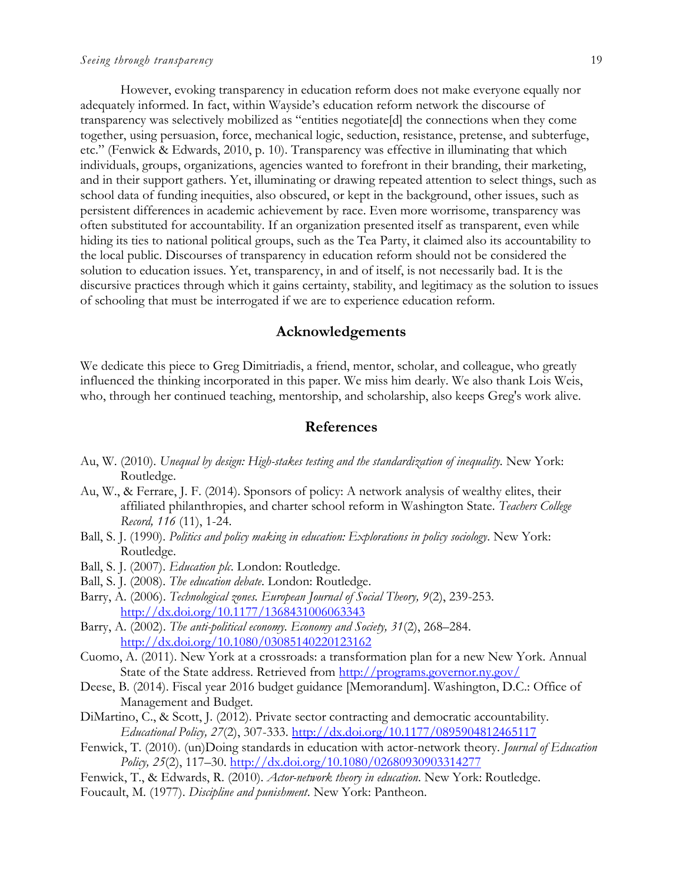However, evoking transparency in education reform does not make everyone equally nor adequately informed. In fact, within Wayside's education reform network the discourse of transparency was selectively mobilized as "entities negotiate[d] the connections when they come together, using persuasion, force, mechanical logic, seduction, resistance, pretense, and subterfuge, etc." (Fenwick & Edwards, 2010, p. 10). Transparency was effective in illuminating that which individuals, groups, organizations, agencies wanted to forefront in their branding, their marketing, and in their support gathers. Yet, illuminating or drawing repeated attention to select things, such as school data of funding inequities, also obscured, or kept in the background, other issues, such as persistent differences in academic achievement by race. Even more worrisome, transparency was often substituted for accountability. If an organization presented itself as transparent, even while hiding its ties to national political groups, such as the Tea Party, it claimed also its accountability to the local public. Discourses of transparency in education reform should not be considered the solution to education issues. Yet, transparency, in and of itself, is not necessarily bad. It is the discursive practices through which it gains certainty, stability, and legitimacy as the solution to issues of schooling that must be interrogated if we are to experience education reform.

## Acknowledgements

We dedicate this piece to Greg Dimitriadis, a friend, mentor, scholar, and colleague, who greatly influenced the thinking incorporated in this paper. We miss him dearly. We also thank Lois Weis, who, through her continued teaching, mentorship, and scholarship, also keeps Greg's work alive.

## References

Au, W. (2010). *Unequal by design: High-stakes testing and the standardization of inequality.* New York: Routledge.

Au, W., & Ferrare, J. F. (2014). Sponsors of policy: A network analysis of wealthy elites, their affiliated philanthropies, and charter school reform in Washington State. *Teachers College Record, 116* (11), 1-24.

Ball, S. J. (1990). *Politics and policy making in education: Explorations in policy sociology*. New York: Routledge.

Ball, S. J. (2007). *Education plc*. London: Routledge.

Ball, S. J. (2008). *The education debate*. London: Routledge.

Barry, A. (2006). *Technological zones. European Journal of Social Theory, 9*(2), 239-253. http://dx.doi.org/10.1177/1368431006063343

Barry, A. (2002). *The anti-political economy. Economy and Society, 31*(2), 268–284. http://dx.doi.org/10.1080/03085140220123162

Cuomo, A. (2011). New York at a crossroads: a transformation plan for a new New York. Annual State of the State address. Retrieved from http://programs.governor.ny.gov/

Deese, B. (2014). Fiscal year 2016 budget guidance [Memorandum]. Washington, D.C.: Office of Management and Budget.

DiMartino, C., & Scott, J. (2012). Private sector contracting and democratic accountability. *Educational Policy, 27*(2), 307-333. http://dx.doi.org/10.1177/0895904812465117

Fenwick, T. (2010). (un)Doing standards in education with actor-network theory. *Journal of Education Policy, 25*(2), 117–30. http://dx.doi.org/10.1080/02680930903314277

Fenwick, T., & Edwards, R. (2010). *Actor-network theory in education*. New York: Routledge.

Foucault, M. (1977). *Discipline and punishment*. New York: Pantheon.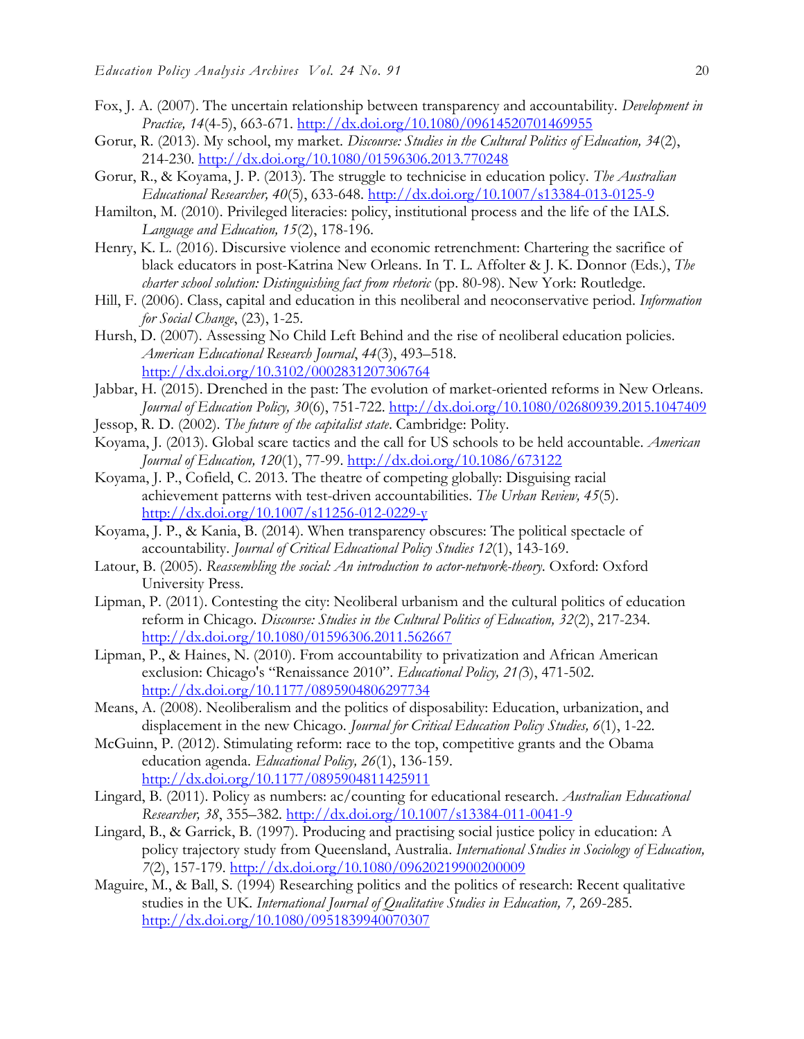Fox, J. A. (2007). The uncertain relationship between transparency and accountability. *Development in Practice, 14*(4-5), 663-671. http://dx.doi.org/10.1080/09614520701469955

Gorur, R. (2013). My school, my market. *Discourse: Studies in the Cultural Politics of Education, 34*(2), 214-230. http://dx.doi.org/10.1080/01596306.2013.770248

Gorur, R., & Koyama, J. P. (2013). The struggle to technicise in education policy. *The Australian Educational Researcher, 40*(5), 633-648. http://dx.doi.org/10.1007/s13384-013-0125-9

Hamilton, M. (2010). Privileged literacies: policy, institutional process and the life of the IALS. *Language and Education, 15*(2), 178-196.

Henry, K. L. (2016). Discursive violence and economic retrenchment: Chartering the sacrifice of black educators in post-Katrina New Orleans. In T. L. Affolter & J. K. Donnor (Eds.), *The charter school solution: Distinguishing fact from rhetoric* (pp. 80-98). New York: Routledge.

Hill, F. (2006). Class, capital and education in this neoliberal and neoconservative period. *Information for Social Change*, (23), 1-25.

Hursh, D. (2007). Assessing No Child Left Behind and the rise of neoliberal education policies. *American Educational Research Journal*, *44*(3), 493–518. http://dx.doi.org/10.3102/0002831207306764

Jabbar, H. (2015). Drenched in the past: The evolution of market-oriented reforms in New Orleans. *Journal of Education Policy, 30*(6), 751-722. http://dx.doi.org/10.1080/02680939.2015.1047409

Jessop, R. D. (2002). *The future of the capitalist state*. Cambridge: Polity.

Koyama, J. (2013). Global scare tactics and the call for US schools to be held accountable. *American Journal of Education, 120*(1), 77-99. http://dx.doi.org/10.1086/673122

Koyama, J. P., Cofield, C. 2013. The theatre of competing globally: Disguising racial achievement patterns with test-driven accountabilities. *The Urban Review, 45*(5). http://dx.doi.org/10.1007/s11256-012-0229-y

Koyama, J. P., & Kania, B. (2014). When transparency obscures: The political spectacle of accountability. *Journal of Critical Educational Policy Studies 12*(1), 143-169.

Latour, B. (2005). *Reassembling the social: An introduction to actor-network-theory*. Oxford: Oxford University Press.

Lipman, P. (2011). Contesting the city: Neoliberal urbanism and the cultural politics of education reform in Chicago. *Discourse: Studies in the Cultural Politics of Education, 32*(2), 217-234. http://dx.doi.org/10.1080/01596306.2011.562667

Lipman, P., & Haines, N. (2010). From accountability to privatization and African American exclusion: Chicago's "Renaissance 2010". *Educational Policy, 21(*3), 471-502. http://dx.doi.org/10.1177/0895904806297734

Means, A. (2008). Neoliberalism and the politics of disposability: Education, urbanization, and displacement in the new Chicago. *Journal for Critical Education Policy Studies, 6*(1), 1-22.

McGuinn, P. (2012). Stimulating reform: race to the top, competitive grants and the Obama education agenda. *Educational Policy, 26*(1), 136-159. http://dx.doi.org/10.1177/0895904811425911

Lingard, B. (2011). Policy as numbers: ac/counting for educational research. *Australian Educational Researcher, 38*, 355–382. http://dx.doi.org/10.1007/s13384-011-0041-9

Lingard, B., & Garrick, B. (1997). Producing and practising social justice policy in education: A policy trajectory study from Queensland, Australia. *International Studies in Sociology of Education, 7*(2), 157-179. http://dx.doi.org/10.1080/09620219900200009

Maguire, M., & Ball, S. (1994) Researching politics and the politics of research: Recent qualitative studies in the UK. *International Journal of Qualitative Studies in Education, 7,* 269-285. http://dx.doi.org/10.1080/0951839940070307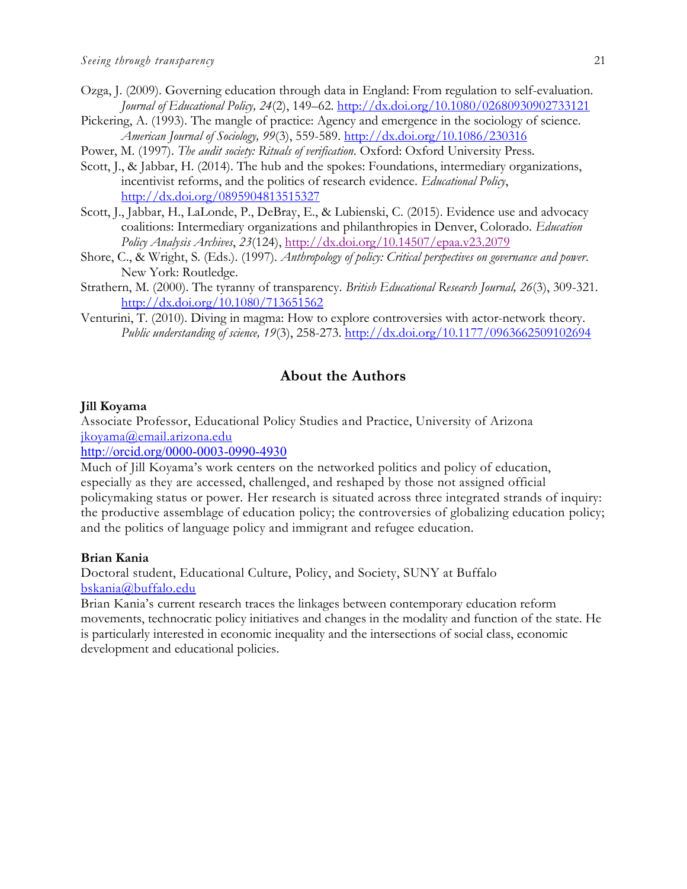Ozga, J. (2009). Governing education through data in England: From regulation to self-evaluation. *Journal of Educational Policy, 24*(2), 149–62. http://dx.doi.org/10.1080/02680930902733121

Pickering, A. (1993). The mangle of practice: Agency and emergence in the sociology of science. *American Journal of Sociology, 99*(3), 559-589. http://dx.doi.org/10.1086/230316

Power, M. (1997). *The audit society: Rituals of verification*. Oxford: Oxford University Press.

Scott, J., & Jabbar, H. (2014). The hub and the spokes: Foundations, intermediary organizations, incentivist reforms, and the politics of research evidence. *Educational Policy*, http://dx.doi.org/0895904813515327

Scott, J., Jabbar, H., LaLonde, P., DeBray, E., & Lubienski, C. (2015). Evidence use and advocacy coalitions: Intermediary organizations and philanthropies in Denver, Colorado. *Education Policy Analysis Archives*, *23*(124), http://dx.doi.org/10.14507/epaa.v23.2079

Shore, C., & Wright, S. (Eds.). (1997). *Anthropology of policy: Critical perspectives on governance and power*. New York: Routledge.

Strathern, M. (2000). The tyranny of transparency. *British Educational Research Journal, 26*(3), 309-321. http://dx.doi.org/10.1080/713651562

Venturini, T. (2010). Diving in magma: How to explore controversies with actor-network theory. *Public understanding of science, 19*(3), 258-273. http://dx.doi.org/10.1177/0963662509102694

## About the Authors

**Jill Koyama**

Associate Professor, Educational Policy Studies and Practice, University of Arizona
jkoyama@email.arizona.edu
http://orcid.org/0000-0003-0990-4930

Much of Jill Koyama's work centers on the networked politics and policy of education, especially as they are accessed, challenged, and reshaped by those not assigned official policymaking status or power. Her research is situated across three integrated strands of inquiry: the productive assemblage of education policy; the controversies of globalizing education policy; and the politics of language policy and immigrant and refugee education.

**Brian Kania**

Doctoral student, Educational Culture, Policy, and Society, SUNY at Buffalo
bskania@buffalo.edu

Brian Kania's current research traces the linkages between contemporary education reform movements, technocratic policy initiatives and changes in the modality and function of the state. He is particularly interested in economic inequality and the intersections of social class, economic development and educational policies.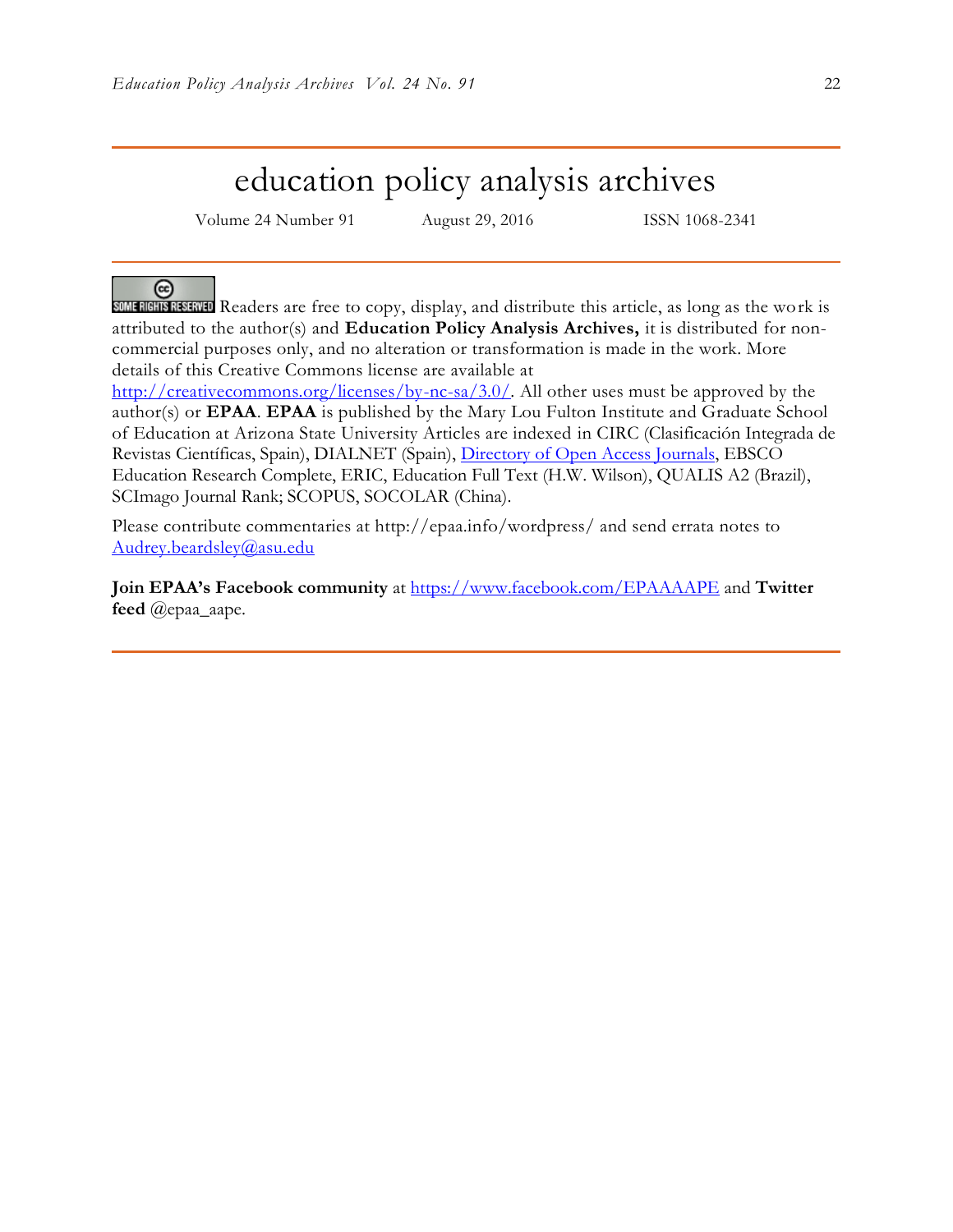# education policy analysis archives

Volume 24 Number 91 August 29, 2016 ISSN 1068-2341

SOME RIGHTS RESERVED Readers are free to copy, display, and distribute this article, as long as the work is attributed to the author(s) and **Education Policy Analysis Archives,** it is distributed for non-commercial purposes only, and no alteration or transformation is made in the work. More details of this Creative Commons license are available at http://creativecommons.org/licenses/by-nc-sa/3.0/. All other uses must be approved by the author(s) or **EPAA**. **EPAA** is published by the Mary Lou Fulton Institute and Graduate School of Education at Arizona State University Articles are indexed in CIRC (Clasificación Integrada de Revistas Científicas, Spain), DIALNET (Spain), Directory of Open Access Journals, EBSCO Education Research Complete, ERIC, Education Full Text (H.W. Wilson), QUALIS A2 (Brazil), SCImago Journal Rank; SCOPUS, SOCOLAR (China).

Please contribute commentaries at http://epaa.info/wordpress/ and send errata notes to Audrey.beardsley@asu.edu

**Join EPAA's Facebook community** at https://www.facebook.com/EPAAAAPE and **Twitter feed** @epaa_aape.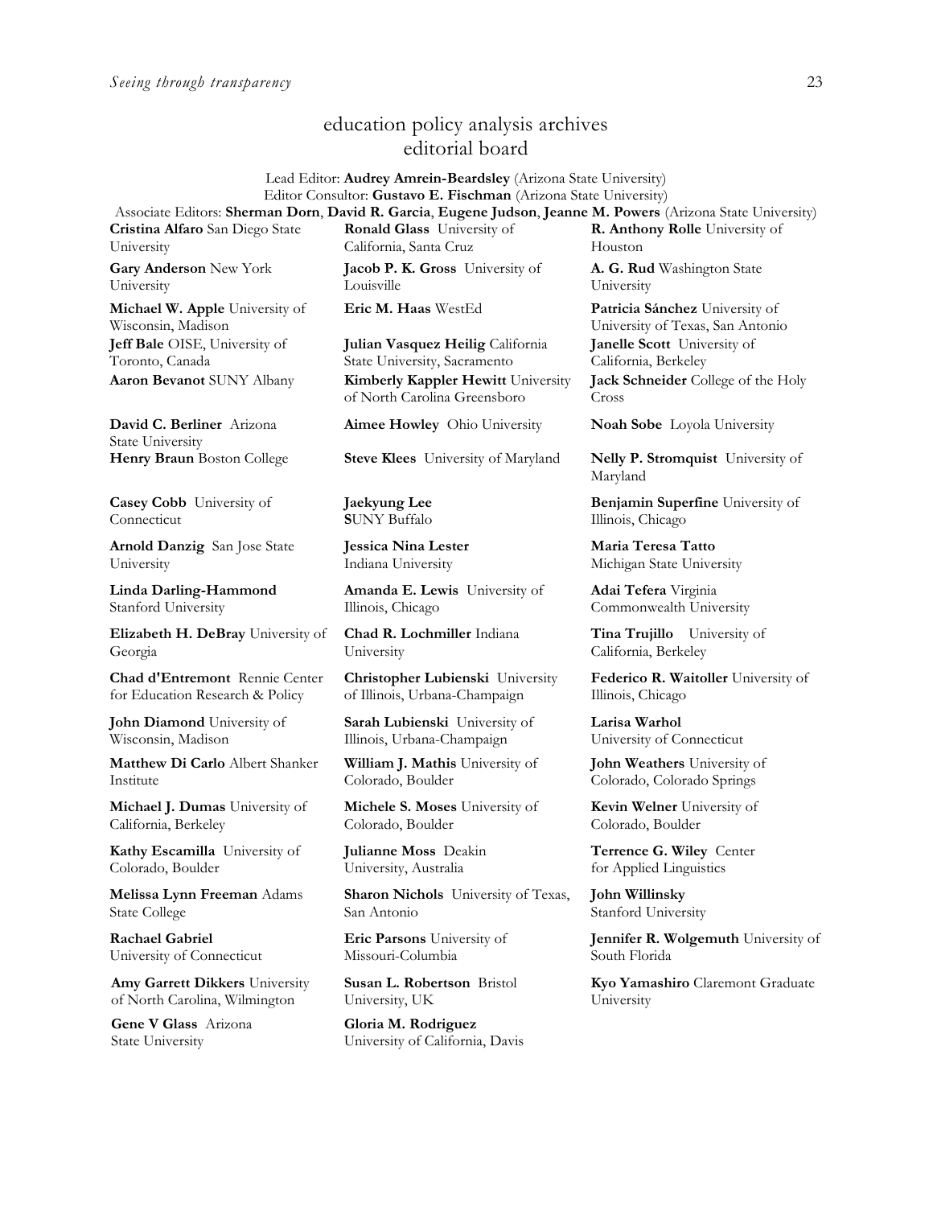# education policy analysis archives
## editorial board

Lead Editor: **Audrey Amrein-Beardsley** (Arizona State University)
Editor Consultor: **Gustavo E. Fischman** (Arizona State University)
Associate Editors: **Sherman Dorn**, **David R. Garcia**, **Eugene Judson**, **Jeanne M. Powers** (Arizona State University)

**Cristina Alfaro** San Diego State University

**Gary Anderson** New York University

**Michael W. Apple** University of Wisconsin, Madison

**Jeff Bale** OISE, University of Toronto, Canada

**Aaron Bevanot** SUNY Albany

**David C. Berliner** Arizona State University

**Henry Braun** Boston College

**Casey Cobb** University of Connecticut

**Arnold Danzig** San Jose State University

**Linda Darling-Hammond** Stanford University

**Elizabeth H. DeBray** University of Georgia

**Chad d'Entremont** Rennie Center for Education Research & Policy

**John Diamond** University of Wisconsin, Madison

**Matthew Di Carlo** Albert Shanker Institute

**Michael J. Dumas** University of California, Berkeley

**Kathy Escamilla** University of Colorado, Boulder

**Melissa Lynn Freeman** Adams State College

**Rachael Gabriel** University of Connecticut

**Amy Garrett Dikkers** University of North Carolina, Wilmington

**Gene V Glass** Arizona State University

**Ronald Glass** University of California, Santa Cruz

**Jacob P. K. Gross** University of Louisville

**Eric M. Haas** WestEd

**Julian Vasquez Heilig** California State University, Sacramento

**Kimberly Kappler Hewitt** University of North Carolina Greensboro

**Aimee Howley** Ohio University

**Steve Klees** University of Maryland

**Jaekyung Lee** SUNY Buffalo

**Jessica Nina Lester** Indiana University

**Amanda E. Lewis** University of Illinois, Chicago

**Chad R. Lochmiller** Indiana University

**Christopher Lubienski** University of Illinois, Urbana-Champaign

**Sarah Lubienski** University of Illinois, Urbana-Champaign

**William J. Mathis** University of Colorado, Boulder

**Michele S. Moses** University of Colorado, Boulder

**Julianne Moss** Deakin University, Australia

**Sharon Nichols** University of Texas, San Antonio

**Eric Parsons** University of Missouri-Columbia

**Susan L. Robertson** Bristol University, UK

**Gloria M. Rodriguez** University of California, Davis

**R. Anthony Rolle** University of Houston

**A. G. Rud** Washington State University

**Patricia Sánchez** University of University of Texas, San Antonio

**Janelle Scott** University of California, Berkeley

**Jack Schneider** College of the Holy Cross

**Noah Sobe** Loyola University

**Nelly P. Stromquist** University of Maryland

**Benjamin Superfine** University of Illinois, Chicago

**Maria Teresa Tatto** Michigan State University

**Adai Tefera** Virginia Commonwealth University

**Tina Trujillo** University of California, Berkeley

**Federico R. Waitoller** University of Illinois, Chicago

**Larisa Warhol** University of Connecticut

**John Weathers** University of Colorado, Colorado Springs

**Kevin Welner** University of Colorado, Boulder

**Terrence G. Wiley** Center for Applied Linguistics

**John Willinsky** Stanford University

**Jennifer R. Wolgemuth** University of South Florida

**Kyo Yamashiro** Claremont Graduate University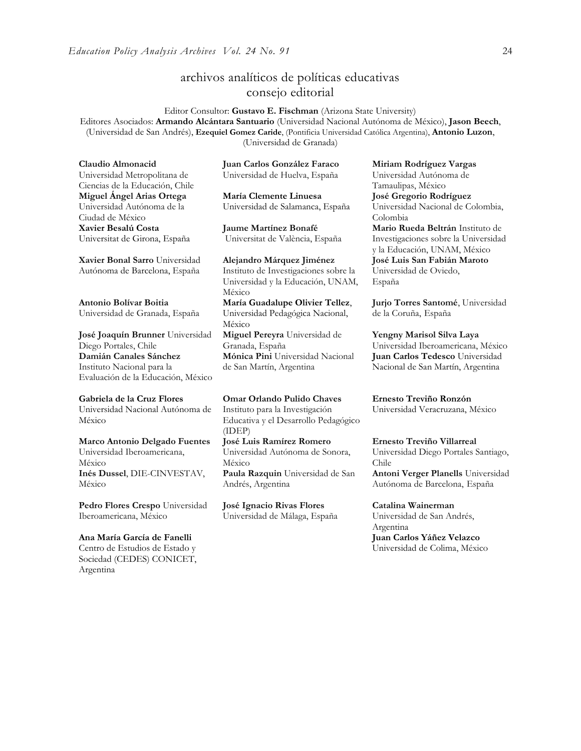## archivos analíticos de políticas educativas
## consejo editorial

Editor Consultor: **Gustavo E. Fischman** (Arizona State University)
Editores Asociados: **Armando Alcántara Santuario** (Universidad Nacional Autónoma de México), **Jason Beech**, (Universidad de San Andrés), **Ezequiel Gomez Caride**, (Pontificia Universidad Católica Argentina), **Antonio Luzon**, (Universidad de Granada)

**Claudio Almonacid** Universidad Metropolitana de Ciencias de la Educación, Chile

**Miguel Ángel Arias Ortega** Universidad Autónoma de la Ciudad de México

**Xavier Besalú Costa** Universitat de Girona, España

**Xavier Bonal Sarro** Universidad Autónoma de Barcelona, España

**Antonio Bolívar Boitia** Universidad de Granada, España

**José Joaquín Brunner** Universidad Diego Portales, Chile

**Damián Canales Sánchez** Instituto Nacional para la Evaluación de la Educación, México

**Gabriela de la Cruz Flores** Universidad Nacional Autónoma de México

**Marco Antonio Delgado Fuentes** Universidad Iberoamericana, México

**Inés Dussel**, DIE-CINVESTAV, México

**Pedro Flores Crespo** Universidad Iberoamericana, México

**Ana María García de Fanelli** Centro de Estudios de Estado y Sociedad (CEDES) CONICET, Argentina

**Juan Carlos González Faraco** Universidad de Huelva, España

**María Clemente Linuesa** Universidad de Salamanca, España

**Jaume Martínez Bonafé** Universitat de València, España

**Alejandro Márquez Jiménez** Instituto de Investigaciones sobre la Universidad y la Educación, UNAM, México

**María Guadalupe Olivier Tellez**, Universidad Pedagógica Nacional, México

**Miguel Pereyra** Universidad de Granada, España

**Mónica Pini** Universidad Nacional de San Martín, Argentina

**Omar Orlando Pulido Chaves** Instituto para la Investigación Educativa y el Desarrollo Pedagógico (IDEP)

**José Luis Ramírez Romero** Universidad Autónoma de Sonora, México

**Paula Razquin** Universidad de San Andrés, Argentina

**José Ignacio Rivas Flores** Universidad de Málaga, España

**Miriam Rodríguez Vargas** Universidad Autónoma de Tamaulipas, México

**José Gregorio Rodríguez** Universidad Nacional de Colombia, Colombia

**Mario Rueda Beltrán** Instituto de Investigaciones sobre la Universidad y la Educación, UNAM, México

**José Luis San Fabián Maroto** Universidad de Oviedo, España

**Jurjo Torres Santomé**, Universidad de la Coruña, España

**Yengny Marisol Silva Laya** Universidad Iberoamericana, México

**Juan Carlos Tedesco** Universidad Nacional de San Martín, Argentina

**Ernesto Treviño Ronzón** Universidad Veracruzana, México

**Ernesto Treviño Villarreal** Universidad Diego Portales Santiago, Chile

**Antoni Verger Planells** Universidad Autónoma de Barcelona, España

**Catalina Wainerman** Universidad de San Andrés, Argentina

**Juan Carlos Yáñez Velazco** Universidad de Colima, México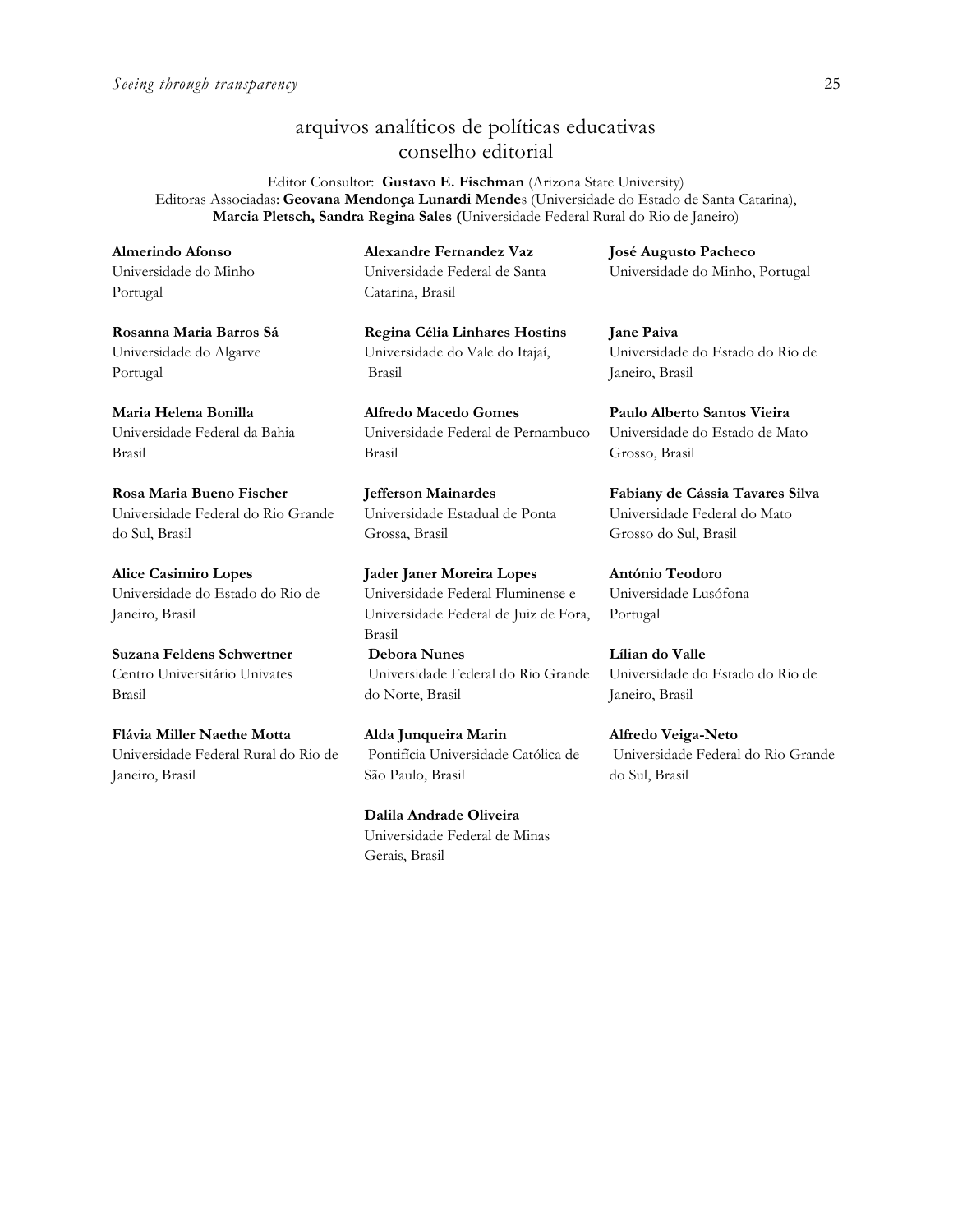# arquivos analíticos de políticas educativas
## conselho editorial

Editor Consultor: **Gustavo E. Fischman** (Arizona State University)
Editoras Associadas: **Geovana Mendonça Lunardi Mende**s (Universidade do Estado de Santa Catarina),
**Marcia Pletsch, Sandra Regina Sales (**Universidade Federal Rural do Rio de Janeiro)

**Almerindo Afonso**
Universidade do Minho
Portugal

**Rosanna Maria Barros Sá**
Universidade do Algarve
Portugal

**Maria Helena Bonilla**
Universidade Federal da Bahia
Brasil

**Rosa Maria Bueno Fischer**
Universidade Federal do Rio Grande do Sul, Brasil

**Alice Casimiro Lopes**
Universidade do Estado do Rio de Janeiro, Brasil

**Suzana Feldens Schwertner**
Centro Universitário Univates
Brasil

**Flávia Miller Naethe Motta**
Universidade Federal Rural do Rio de Janeiro, Brasil

**Alexandre Fernandez Vaz**
Universidade Federal de Santa Catarina, Brasil

**Regina Célia Linhares Hostins**
Universidade do Vale do Itajaí,
Brasil

**Alfredo Macedo Gomes**
Universidade Federal de Pernambuco
Brasil

**Jefferson Mainardes**
Universidade Estadual de Ponta Grossa, Brasil

**Jader Janer Moreira Lopes**
Universidade Federal Fluminense e Universidade Federal de Juiz de Fora, Brasil

**Debora Nunes**
Universidade Federal do Rio Grande do Norte, Brasil

**Alda Junqueira Marin**
Pontifícia Universidade Católica de São Paulo, Brasil

**Dalila Andrade Oliveira**
Universidade Federal de Minas Gerais, Brasil

**José Augusto Pacheco**
Universidade do Minho, Portugal

**Jane Paiva**
Universidade do Estado do Rio de Janeiro, Brasil

**Paulo Alberto Santos Vieira**
Universidade do Estado de Mato Grosso, Brasil

**Fabiany de Cássia Tavares Silva**
Universidade Federal do Mato Grosso do Sul, Brasil

**António Teodoro**
Universidade Lusófona
Portugal

**Lílian do Valle**
Universidade do Estado do Rio de Janeiro, Brasil

**Alfredo Veiga-Neto**
Universidade Federal do Rio Grande do Sul, Brasil